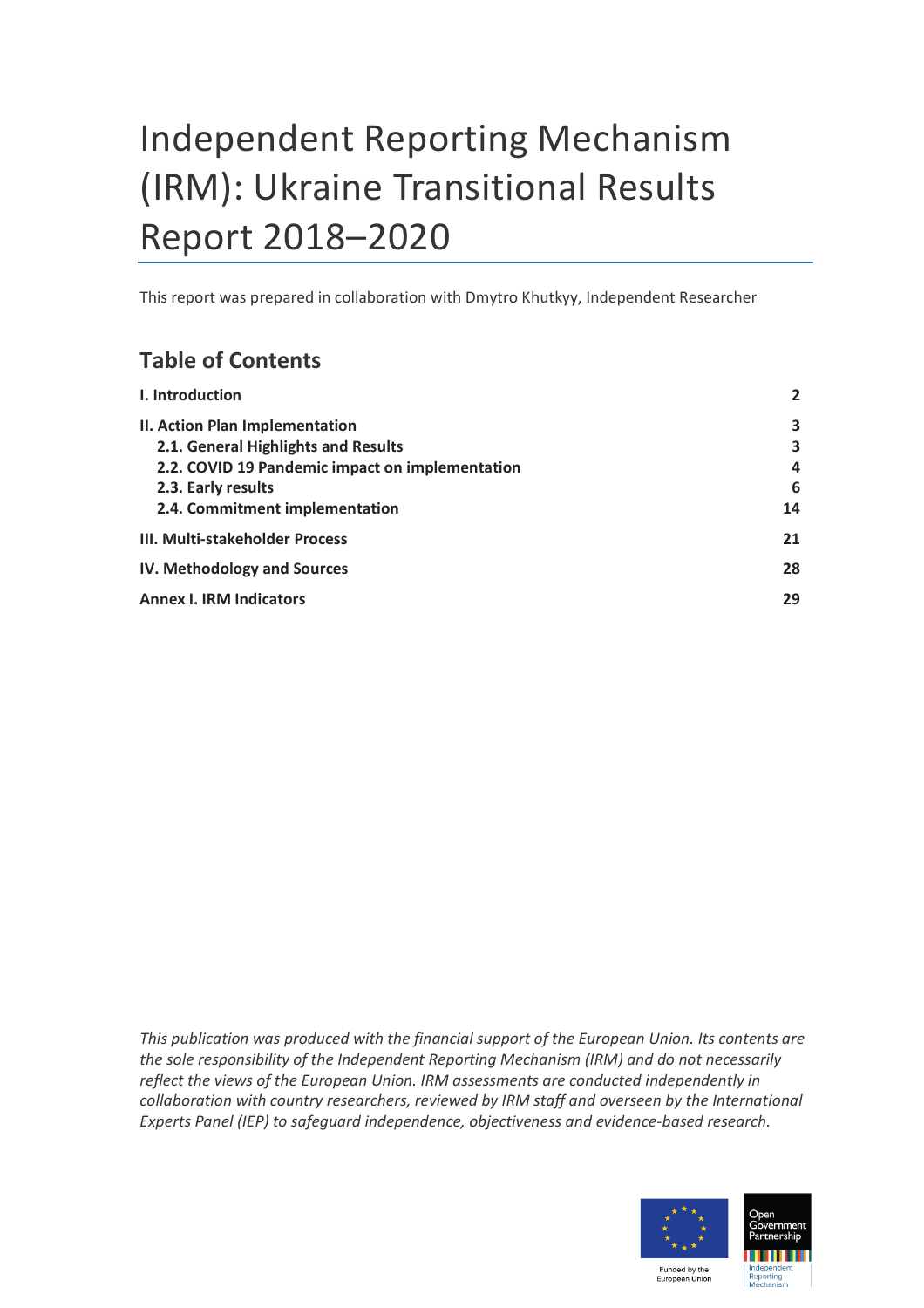# Independent Reporting Mechanism (IRM): Ukraine Transitional Results Report 2018–2020

This report was prepared in collaboration with Dmytro Khutkyy, Independent Researcher

## Table of Contents

| | |
|---|---|
| **I. Introduction** | **2** |
| **II. Action Plan Implementation** | **3** |
| **2.1. General Highlights and Results** | **3** |
| **2.2. COVID 19 Pandemic impact on implementation** | **4** |
| **2.3. Early results** | **6** |
| **2.4. Commitment implementation** | **14** |
| **III. Multi-stakeholder Process** | **21** |
| **IV. Methodology and Sources** | **28** |
| **Annex I. IRM Indicators** | **29** |

*This publication was produced with the financial support of the European Union. Its contents are the sole responsibility of the Independent Reporting Mechanism (IRM) and do not necessarily reflect the views of the European Union. IRM assessments are conducted independently in collaboration with country researchers, reviewed by IRM staff and overseen by the International Experts Panel (IEP) to safeguard independence, objectiveness and evidence-based research.*

Funded by the European Union

Open Government Partnership

Independent Reporting Mechanism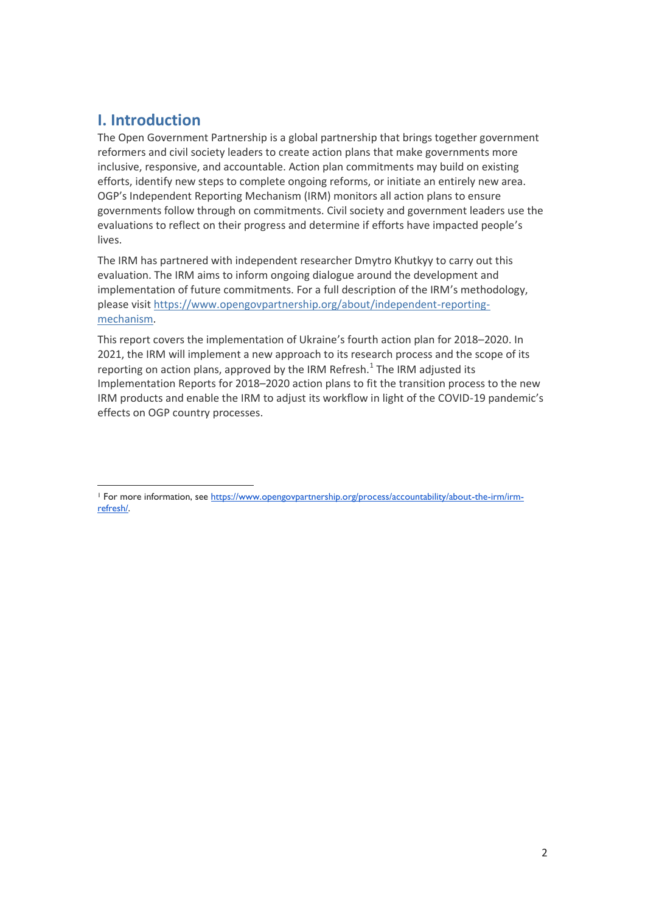# I. Introduction

The Open Government Partnership is a global partnership that brings together government reformers and civil society leaders to create action plans that make governments more inclusive, responsive, and accountable. Action plan commitments may build on existing efforts, identify new steps to complete ongoing reforms, or initiate an entirely new area. OGP's Independent Reporting Mechanism (IRM) monitors all action plans to ensure governments follow through on commitments. Civil society and government leaders use the evaluations to reflect on their progress and determine if efforts have impacted people's lives.

The IRM has partnered with independent researcher Dmytro Khutkyy to carry out this evaluation. The IRM aims to inform ongoing dialogue around the development and implementation of future commitments. For a full description of the IRM's methodology, please visit https://www.opengovpartnership.org/about/independent-reporting-mechanism.

This report covers the implementation of Ukraine's fourth action plan for 2018–2020. In 2021, the IRM will implement a new approach to its research process and the scope of its reporting on action plans, approved by the IRM Refresh.[1] The IRM adjusted its Implementation Reports for 2018–2020 action plans to fit the transition process to the new IRM products and enable the IRM to adjust its workflow in light of the COVID-19 pandemic's effects on OGP country processes.

[1] For more information, see https://www.opengovpartnership.org/process/accountability/about-the-irm/irm-refresh/.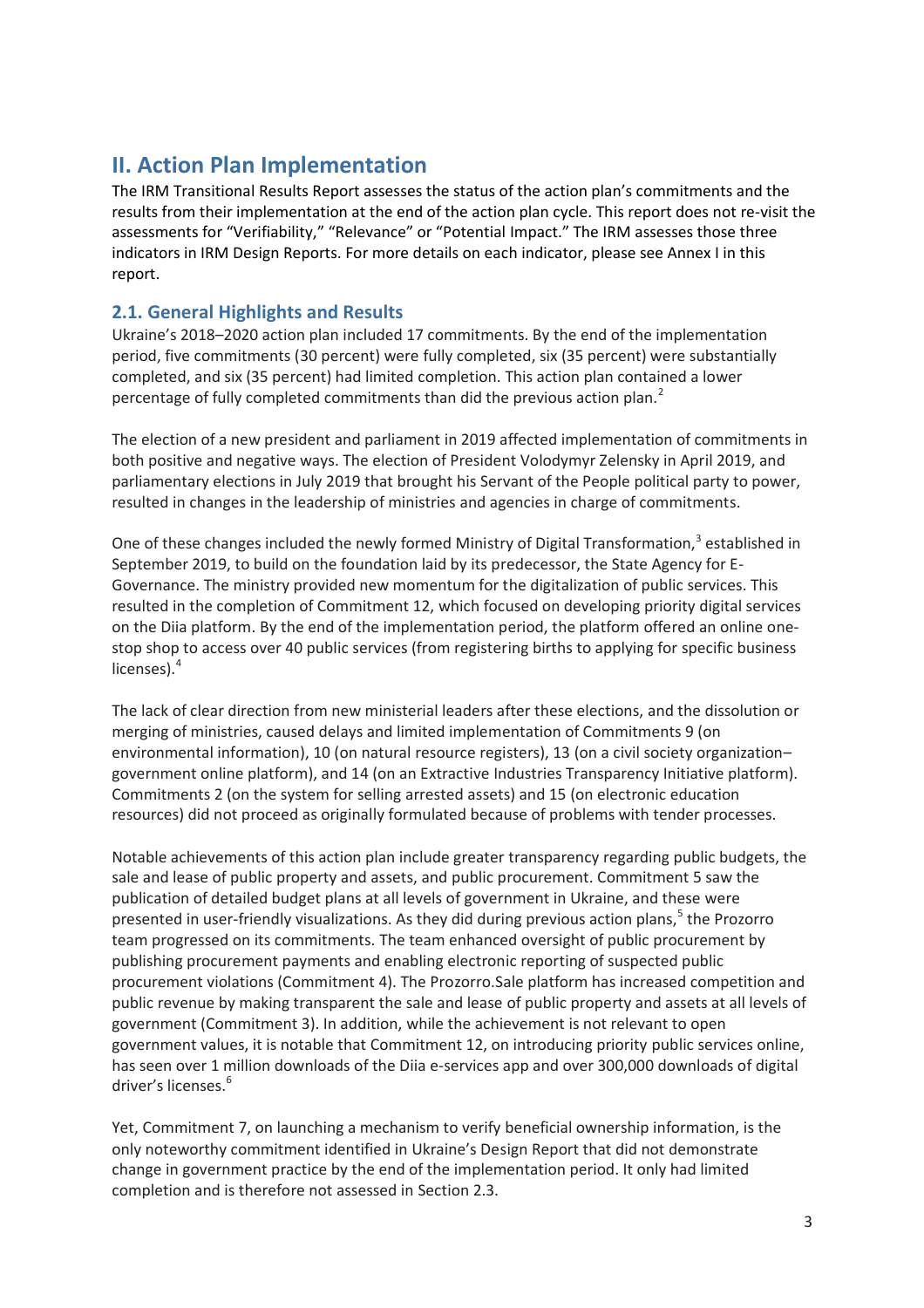# II. Action Plan Implementation

The IRM Transitional Results Report assesses the status of the action plan's commitments and the results from their implementation at the end of the action plan cycle. This report does not re-visit the assessments for "Verifiability," "Relevance" or "Potential Impact." The IRM assesses those three indicators in IRM Design Reports. For more details on each indicator, please see Annex I in this report.

## 2.1. General Highlights and Results

Ukraine's 2018–2020 action plan included 17 commitments. By the end of the implementation period, five commitments (30 percent) were fully completed, six (35 percent) were substantially completed, and six (35 percent) had limited completion. This action plan contained a lower percentage of fully completed commitments than did the previous action plan.[2]

The election of a new president and parliament in 2019 affected implementation of commitments in both positive and negative ways. The election of President Volodymyr Zelensky in April 2019, and parliamentary elections in July 2019 that brought his Servant of the People political party to power, resulted in changes in the leadership of ministries and agencies in charge of commitments.

One of these changes included the newly formed Ministry of Digital Transformation,[3] established in September 2019, to build on the foundation laid by its predecessor, the State Agency for E-Governance. The ministry provided new momentum for the digitalization of public services. This resulted in the completion of Commitment 12, which focused on developing priority digital services on the Diia platform. By the end of the implementation period, the platform offered an online one-stop shop to access over 40 public services (from registering births to applying for specific business licenses).[4]

The lack of clear direction from new ministerial leaders after these elections, and the dissolution or merging of ministries, caused delays and limited implementation of Commitments 9 (on environmental information), 10 (on natural resource registers), 13 (on a civil society organization–government online platform), and 14 (on an Extractive Industries Transparency Initiative platform). Commitments 2 (on the system for selling arrested assets) and 15 (on electronic education resources) did not proceed as originally formulated because of problems with tender processes.

Notable achievements of this action plan include greater transparency regarding public budgets, the sale and lease of public property and assets, and public procurement. Commitment 5 saw the publication of detailed budget plans at all levels of government in Ukraine, and these were presented in user-friendly visualizations. As they did during previous action plans,[5] the Prozorro team progressed on its commitments. The team enhanced oversight of public procurement by publishing procurement payments and enabling electronic reporting of suspected public procurement violations (Commitment 4). The Prozorro.Sale platform has increased competition and public revenue by making transparent the sale and lease of public property and assets at all levels of government (Commitment 3). In addition, while the achievement is not relevant to open government values, it is notable that Commitment 12, on introducing priority public services online, has seen over 1 million downloads of the Diia e-services app and over 300,000 downloads of digital driver's licenses.[6]

Yet, Commitment 7, on launching a mechanism to verify beneficial ownership information, is the only noteworthy commitment identified in Ukraine's Design Report that did not demonstrate change in government practice by the end of the implementation period. It only had limited completion and is therefore not assessed in Section 2.3.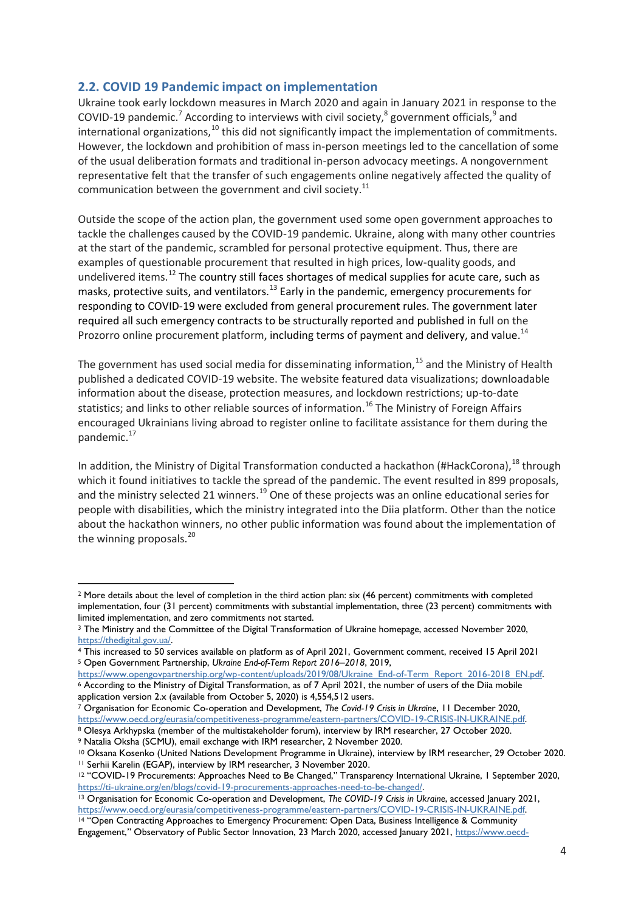## 2.2. COVID 19 Pandemic impact on implementation

Ukraine took early lockdown measures in March 2020 and again in January 2021 in response to the COVID-19 pandemic.[7] According to interviews with civil society,[8] government officials,[9] and international organizations,[10] this did not significantly impact the implementation of commitments. However, the lockdown and prohibition of mass in-person meetings led to the cancellation of some of the usual deliberation formats and traditional in-person advocacy meetings. A nongovernment representative felt that the transfer of such engagements online negatively affected the quality of communication between the government and civil society.[11]

Outside the scope of the action plan, the government used some open government approaches to tackle the challenges caused by the COVID-19 pandemic. Ukraine, along with many other countries at the start of the pandemic, scrambled for personal protective equipment. Thus, there are examples of questionable procurement that resulted in high prices, low-quality goods, and undelivered items.[12] The country still faces shortages of medical supplies for acute care, such as masks, protective suits, and ventilators.[13] Early in the pandemic, emergency procurements for responding to COVID-19 were excluded from general procurement rules. The government later required all such emergency contracts to be structurally reported and published in full on the Prozorro online procurement platform, including terms of payment and delivery, and value.[14]

The government has used social media for disseminating information,[15] and the Ministry of Health published a dedicated COVID-19 website. The website featured data visualizations; downloadable information about the disease, protection measures, and lockdown restrictions; up-to-date statistics; and links to other reliable sources of information.[16] The Ministry of Foreign Affairs encouraged Ukrainians living abroad to register online to facilitate assistance for them during the pandemic.[17]

In addition, the Ministry of Digital Transformation conducted a hackathon (#HackCorona),[18] through which it found initiatives to tackle the spread of the pandemic. The event resulted in 899 proposals, and the ministry selected 21 winners.[19] One of these projects was an online educational series for people with disabilities, which the ministry integrated into the Diia platform. Other than the notice about the hackathon winners, no other public information was found about the implementation of the winning proposals.[20]

---

[2] More details about the level of completion in the third action plan: six (46 percent) commitments with completed implementation, four (31 percent) commitments with substantial implementation, three (23 percent) commitments with limited implementation, and zero commitments not started.

[3] The Ministry and the Committee of the Digital Transformation of Ukraine homepage, accessed November 2020, https://thedigital.gov.ua/.

[4] This increased to 50 services available on platform as of April 2021, Government comment, received 15 April 2021

[5] Open Government Partnership, *Ukraine End-of-Term Report 2016–2018*, 2019, https://www.opengovpartnership.org/wp-content/uploads/2019/08/Ukraine_End-of-Term_Report_2016-2018_EN.pdf.

[6] According to the Ministry of Digital Transformation, as of 7 April 2021, the number of users of the Diia mobile application version 2.x (available from October 5, 2020) is 4,554,512 users.

[7] Organisation for Economic Co-operation and Development, *The Covid-19 Crisis in Ukraine*, 11 December 2020, https://www.oecd.org/eurasia/competitiveness-programme/eastern-partners/COVID-19-CRISIS-IN-UKRAINE.pdf.

[8] Olesya Arkhypska (member of the multistakeholder forum), interview by IRM researcher, 27 October 2020.

[9] Natalia Oksha (SCMU), email exchange with IRM researcher, 2 November 2020.

[10] Oksana Kosenko (United Nations Development Programme in Ukraine), interview by IRM researcher, 29 October 2020.

[11] Serhii Karelin (EGAP), interview by IRM researcher, 3 November 2020.

[12] "COVID-19 Procurements: Approaches Need to Be Changed," Transparency International Ukraine, 1 September 2020, https://ti-ukraine.org/en/blogs/covid-19-procurements-approaches-need-to-be-changed/.

[13] Organisation for Economic Co-operation and Development, *The COVID-19 Crisis in Ukraine*, accessed January 2021, https://www.oecd.org/eurasia/competitiveness-programme/eastern-partners/COVID-19-CRISIS-IN-UKRAINE.pdf.

[14] "Open Contracting Approaches to Emergency Procurement: Open Data, Business Intelligence & Community Engagement," Observatory of Public Sector Innovation, 23 March 2020, accessed January 2021, https://www.oecd-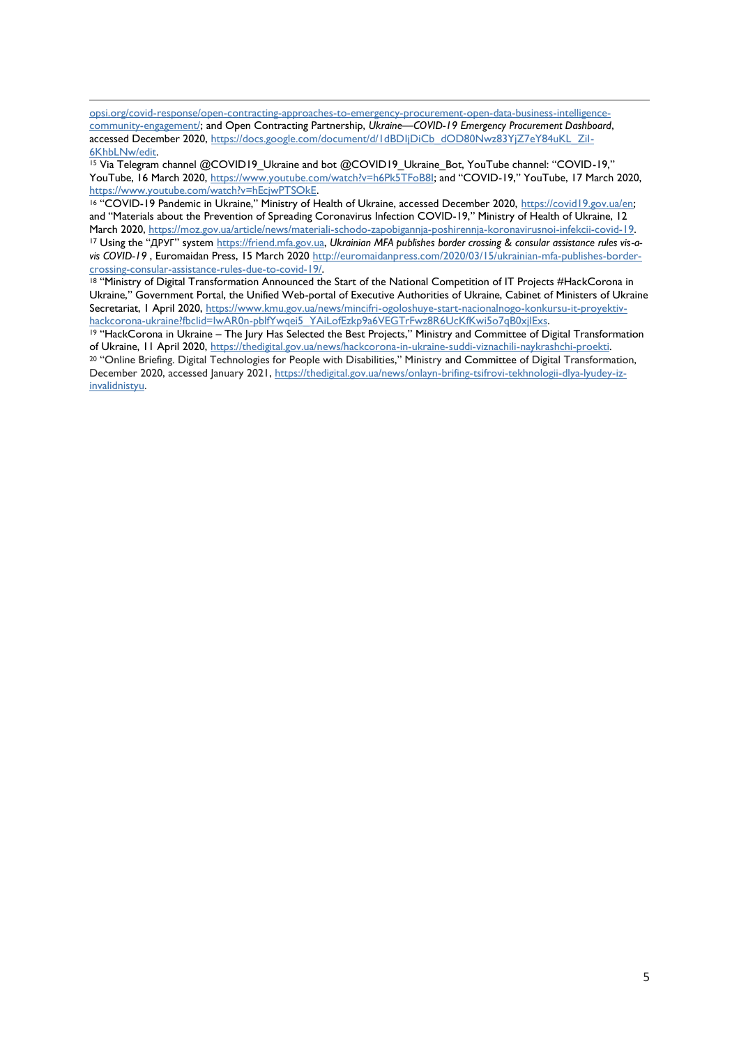opsi.org/covid-response/open-contracting-approaches-to-emergency-procurement-open-data-business-intelligence-community-engagement/; and Open Contracting Partnership, *Ukraine—COVID-19 Emergency Procurement Dashboard*, accessed December 2020, https://docs.google.com/document/d/1dBDIjDiCb_dOD80Nwz83YjZ7eY84uKL_ZiI-6KhbLNw/edit.

[15] Via Telegram channel @COVID19_Ukraine and bot @COVID19_Ukraine_Bot, YouTube channel: "COVID-19," YouTube, 16 March 2020, https://www.youtube.com/watch?v=h6Pk5TFoB8I; and "COVID-19," YouTube, 17 March 2020, https://www.youtube.com/watch?v=hEcjwPTSOkE.

[16] "COVID-19 Pandemic in Ukraine," Ministry of Health of Ukraine, accessed December 2020, https://covid19.gov.ua/en; and "Materials about the Prevention of Spreading Coronavirus Infection COVID-19," Ministry of Health of Ukraine, 12 March 2020, https://moz.gov.ua/article/news/materiali-schodo-zapobigannja-poshirennja-koronavirusnoi-infekcii-covid-19.

[17] Using the "ДРУГ" system https://friend.mfa.gov.ua, *Ukrainian MFA publishes border crossing & consular assistance rules vis-a-vis COVID-19* , Euromaidan Press, 15 March 2020 http://euromaidanpress.com/2020/03/15/ukrainian-mfa-publishes-border-crossing-consular-assistance-rules-due-to-covid-19/.

[18] "Ministry of Digital Transformation Announced the Start of the National Competition of IT Projects #HackCorona in Ukraine," Government Portal, the Unified Web-portal of Executive Authorities of Ukraine, Cabinet of Ministers of Ukraine Secretariat, 1 April 2020, https://www.kmu.gov.ua/news/mincifri-ogoloshuye-start-nacionalnogo-konkursu-it-proyektiv-hackcorona-ukraine?fbclid=IwAR0n-pblfYwqei5_YAiLofEzkp9a6VEGTrFwz8R6UcKfKwi5o7qB0xjIExs.

[19] "HackCorona in Ukraine – The Jury Has Selected the Best Projects," Ministry and Committee of Digital Transformation of Ukraine, 11 April 2020, https://thedigital.gov.ua/news/hackcorona-in-ukraine-suddi-viznachili-naykrashchi-proekti.

[20] "Online Briefing. Digital Technologies for People with Disabilities," Ministry and Committee of Digital Transformation, December 2020, accessed January 2021, https://thedigital.gov.ua/news/onlayn-brifing-tsifrovi-tekhnologii-dlya-lyudey-iz-invalidnistyu.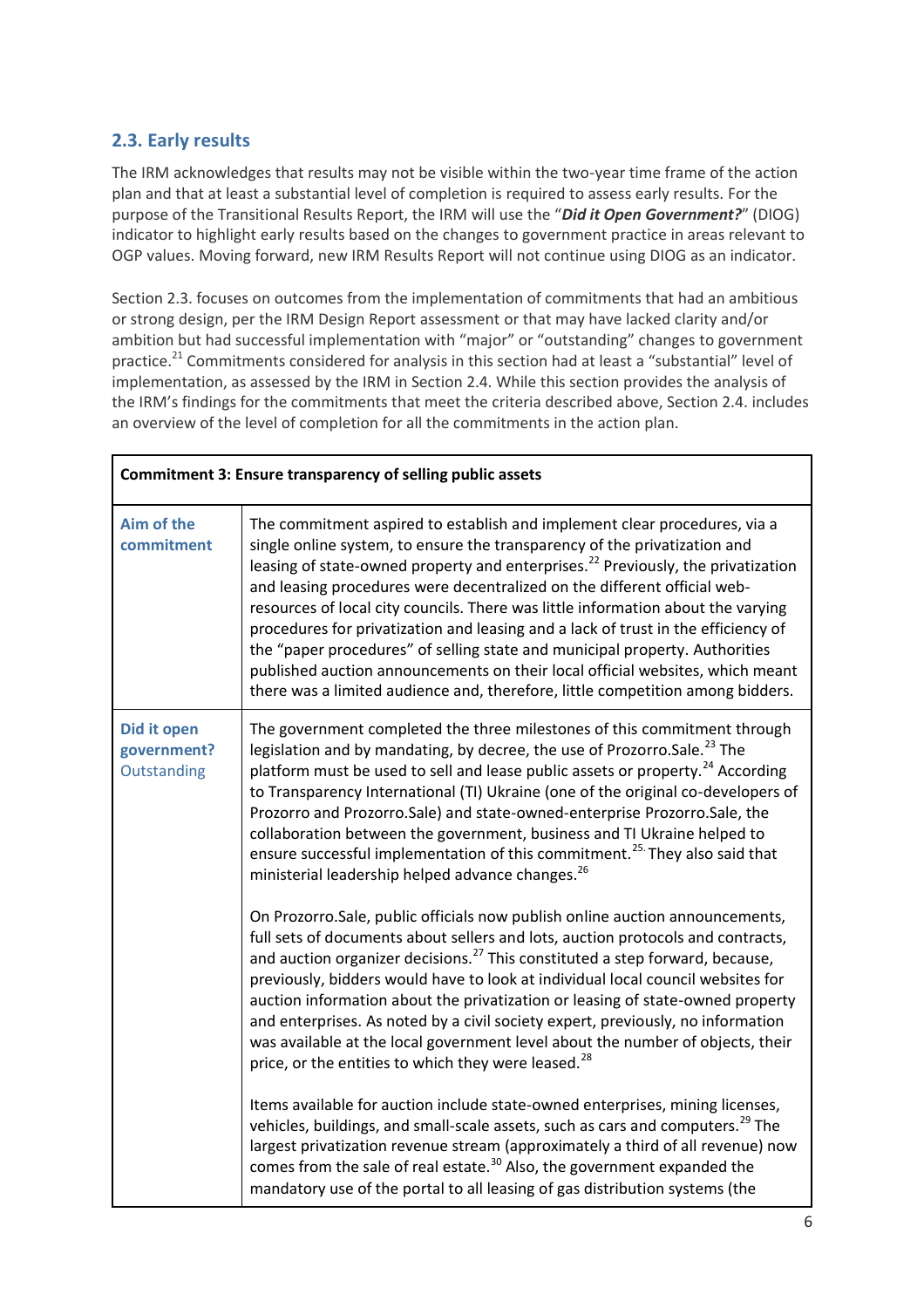## 2.3. Early results

The IRM acknowledges that results may not be visible within the two-year time frame of the action plan and that at least a substantial level of completion is required to assess early results. For the purpose of the Transitional Results Report, the IRM will use the "***Did it Open Government?***" (DIOG) indicator to highlight early results based on the changes to government practice in areas relevant to OGP values. Moving forward, new IRM Results Report will not continue using DIOG as an indicator.

Section 2.3. focuses on outcomes from the implementation of commitments that had an ambitious or strong design, per the IRM Design Report assessment or that may have lacked clarity and/or ambition but had successful implementation with "major" or "outstanding" changes to government practice.[21] Commitments considered for analysis in this section had at least a "substantial" level of implementation, as assessed by the IRM in Section 2.4. While this section provides the analysis of the IRM's findings for the commitments that meet the criteria described above, Section 2.4. includes an overview of the level of completion for all the commitments in the action plan.

| **Commitment 3: Ensure transparency of selling public assets** | |
|---|---|
| **Aim of the commitment** | The commitment aspired to establish and implement clear procedures, via a single online system, to ensure the transparency of the privatization and leasing of state-owned property and enterprises.[22] Previously, the privatization and leasing procedures were decentralized on the different official web-resources of local city councils. There was little information about the varying procedures for privatization and leasing and a lack of trust in the efficiency of the "paper procedures" of selling state and municipal property. Authorities published auction announcements on their local official websites, which meant there was a limited audience and, therefore, little competition among bidders. |
| **Did it open government?** Outstanding | The government completed the three milestones of this commitment through legislation and by mandating, by decree, the use of Prozorro.Sale.[23] The platform must be used to sell and lease public assets or property.[24] According to Transparency International (TI) Ukraine (one of the original co-developers of Prozorro and Prozorro.Sale) and state-owned-enterprise Prozorro.Sale, the collaboration between the government, business and TI Ukraine helped to ensure successful implementation of this commitment.[25] They also said that ministerial leadership helped advance changes.[26]<br><br>On Prozorro.Sale, public officials now publish online auction announcements, full sets of documents about sellers and lots, auction protocols and contracts, and auction organizer decisions.[27] This constituted a step forward, because, previously, bidders would have to look at individual local council websites for auction information about the privatization or leasing of state-owned property and enterprises. As noted by a civil society expert, previously, no information was available at the local government level about the number of objects, their price, or the entities to which they were leased.[28]<br><br>Items available for auction include state-owned enterprises, mining licenses, vehicles, buildings, and small-scale assets, such as cars and computers.[29] The largest privatization revenue stream (approximately a third of all revenue) now comes from the sale of real estate.[30] Also, the government expanded the mandatory use of the portal to all leasing of gas distribution systems (the |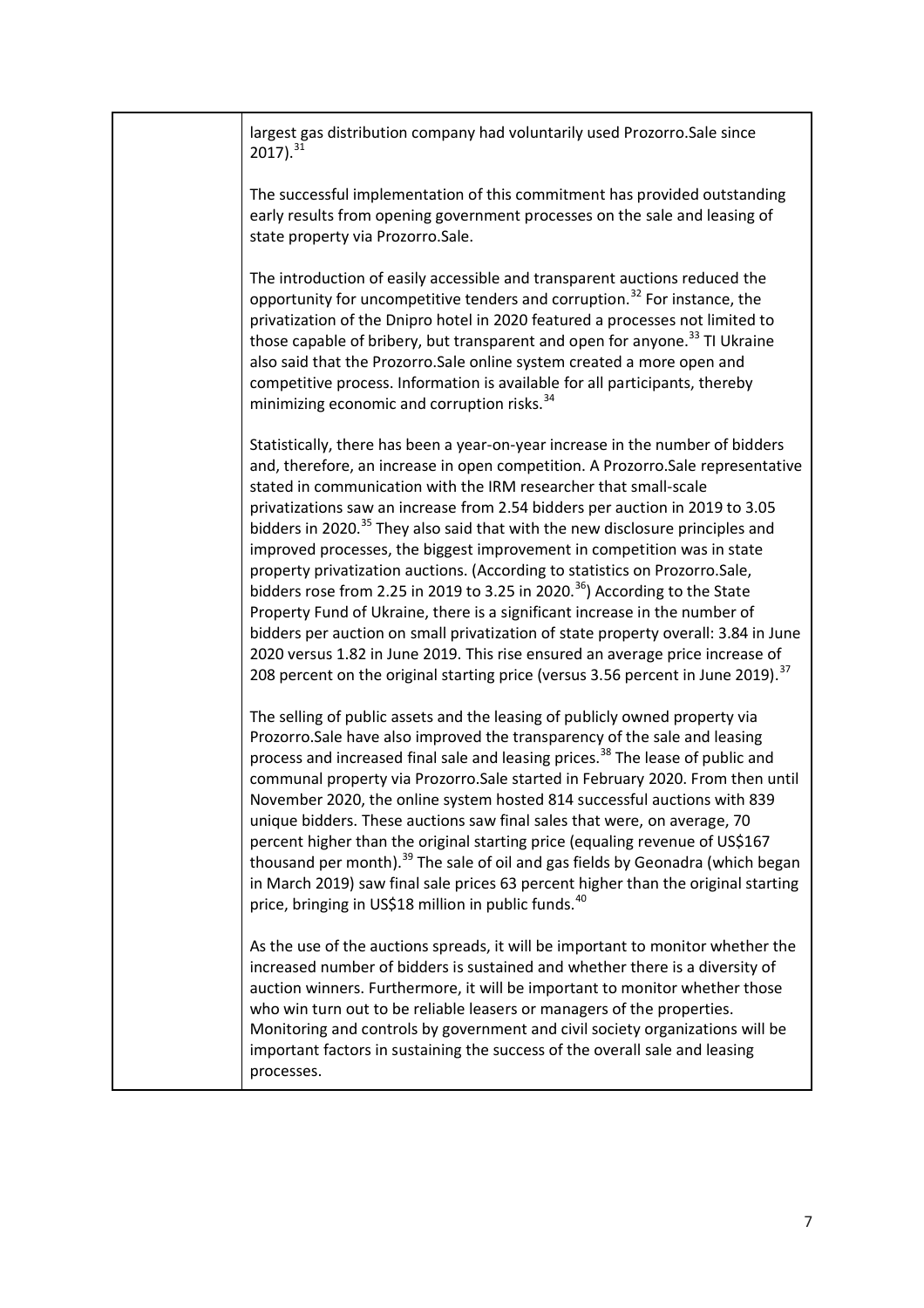largest gas distribution company had voluntarily used Prozorro.Sale since 2017).[31]

The successful implementation of this commitment has provided outstanding early results from opening government processes on the sale and leasing of state property via Prozorro.Sale.

The introduction of easily accessible and transparent auctions reduced the opportunity for uncompetitive tenders and corruption.[32] For instance, the privatization of the Dnipro hotel in 2020 featured a processes not limited to those capable of bribery, but transparent and open for anyone.[33] TI Ukraine also said that the Prozorro.Sale online system created a more open and competitive process. Information is available for all participants, thereby minimizing economic and corruption risks.[34]

Statistically, there has been a year-on-year increase in the number of bidders and, therefore, an increase in open competition. A Prozorro.Sale representative stated in communication with the IRM researcher that small-scale privatizations saw an increase from 2.54 bidders per auction in 2019 to 3.05 bidders in 2020.[35] They also said that with the new disclosure principles and improved processes, the biggest improvement in competition was in state property privatization auctions. (According to statistics on Prozorro.Sale, bidders rose from 2.25 in 2019 to 3.25 in 2020.[36]) According to the State Property Fund of Ukraine, there is a significant increase in the number of bidders per auction on small privatization of state property overall: 3.84 in June 2020 versus 1.82 in June 2019. This rise ensured an average price increase of 208 percent on the original starting price (versus 3.56 percent in June 2019).[37]

The selling of public assets and the leasing of publicly owned property via Prozorro.Sale have also improved the transparency of the sale and leasing process and increased final sale and leasing prices.[38] The lease of public and communal property via Prozorro.Sale started in February 2020. From then until November 2020, the online system hosted 814 successful auctions with 839 unique bidders. These auctions saw final sales that were, on average, 70 percent higher than the original starting price (equaling revenue of US$167 thousand per month).[39] The sale of oil and gas fields by Geonadra (which began in March 2019) saw final sale prices 63 percent higher than the original starting price, bringing in US$18 million in public funds.[40]

As the use of the auctions spreads, it will be important to monitor whether the increased number of bidders is sustained and whether there is a diversity of auction winners. Furthermore, it will be important to monitor whether those who win turn out to be reliable leasers or managers of the properties. Monitoring and controls by government and civil society organizations will be important factors in sustaining the success of the overall sale and leasing processes.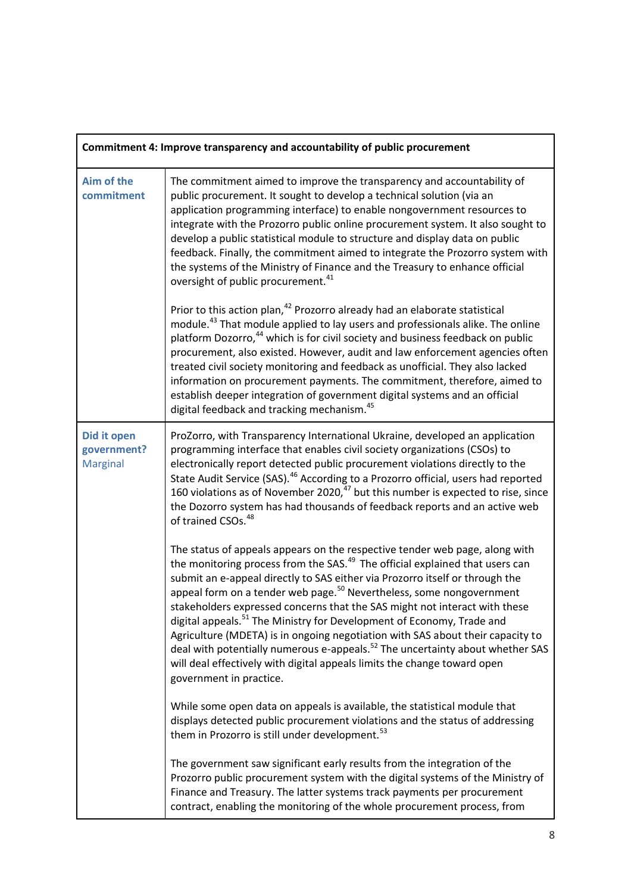| Commitment 4: Improve transparency and accountability of public procurement | |
|---|---|
| **Aim of the commitment** | The commitment aimed to improve the transparency and accountability of public procurement. It sought to develop a technical solution (via an application programming interface) to enable nongovernment resources to integrate with the Prozorro public online procurement system. It also sought to develop a public statistical module to structure and display data on public feedback. Finally, the commitment aimed to integrate the Prozorro system with the systems of the Ministry of Finance and the Treasury to enhance official oversight of public procurement.[41]<br><br>Prior to this action plan,[42] Prozorro already had an elaborate statistical module.[43] That module applied to lay users and professionals alike. The online platform Dozorro,[44] which is for civil society and business feedback on public procurement, also existed. However, audit and law enforcement agencies often treated civil society monitoring and feedback as unofficial. They also lacked information on procurement payments. The commitment, therefore, aimed to establish deeper integration of government digital systems and an official digital feedback and tracking mechanism.[45] |
| **Did it open government?** Marginal | ProZorro, with Transparency International Ukraine, developed an application programming interface that enables civil society organizations (CSOs) to electronically report detected public procurement violations directly to the State Audit Service (SAS).[46] According to a Prozorro official, users had reported 160 violations as of November 2020,[47] but this number is expected to rise, since the Dozorro system has had thousands of feedback reports and an active web of trained CSOs.[48]<br><br>The status of appeals appears on the respective tender web page, along with the monitoring process from the SAS.[49] The official explained that users can submit an e-appeal directly to SAS either via Prozorro itself or through the appeal form on a tender web page.[50] Nevertheless, some nongovernment stakeholders expressed concerns that the SAS might not interact with these digital appeals.[51] The Ministry for Development of Economy, Trade and Agriculture (MDETA) is in ongoing negotiation with SAS about their capacity to deal with potentially numerous e-appeals.[52] The uncertainty about whether SAS will deal effectively with digital appeals limits the change toward open government in practice.<br><br>While some open data on appeals is available, the statistical module that displays detected public procurement violations and the status of addressing them in Prozorro is still under development.[53]<br><br>The government saw significant early results from the integration of the Prozorro public procurement system with the digital systems of the Ministry of Finance and Treasury. The latter systems track payments per procurement contract, enabling the monitoring of the whole procurement process, from |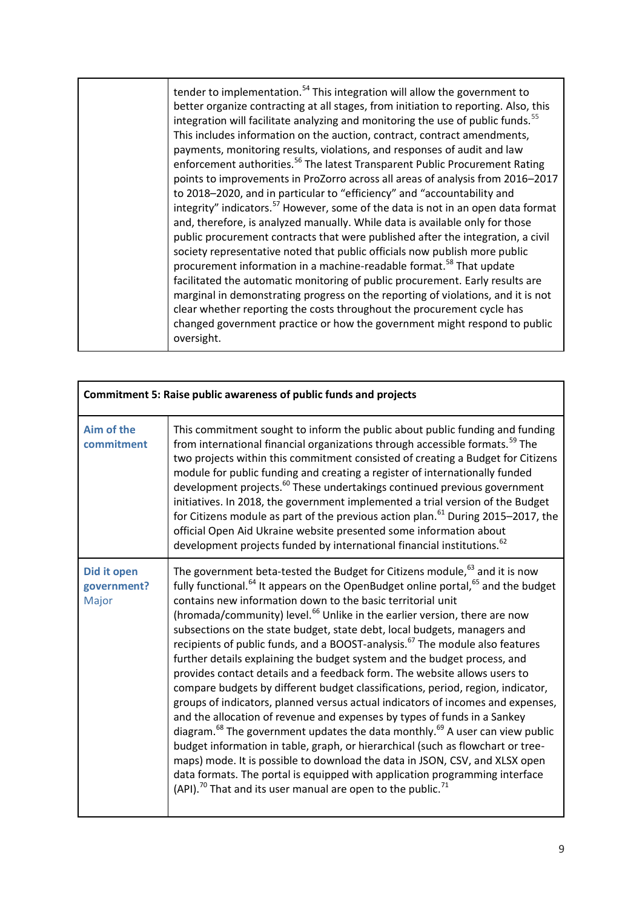| | |
|---|---|
| | tender to implementation.[54] This integration will allow the government to better organize contracting at all stages, from initiation to reporting. Also, this integration will facilitate analyzing and monitoring the use of public funds.[55] This includes information on the auction, contract, contract amendments, payments, monitoring results, violations, and responses of audit and law enforcement authorities.[56] The latest Transparent Public Procurement Rating points to improvements in ProZorro across all areas of analysis from 2016–2017 to 2018–2020, and in particular to "efficiency" and "accountability and integrity" indicators.[57] However, some of the data is not in an open data format and, therefore, is analyzed manually. While data is available only for those public procurement contracts that were published after the integration, a civil society representative noted that public officials now publish more public procurement information in a machine-readable format.[58] That update facilitated the automatic monitoring of public procurement. Early results are marginal in demonstrating progress on the reporting of violations, and it is not clear whether reporting the costs throughout the procurement cycle has changed government practice or how the government might respond to public oversight. |

| **Commitment 5: Raise public awareness of public funds and projects** | |
|---|---|
| **Aim of the commitment** | This commitment sought to inform the public about public funding and funding from international financial organizations through accessible formats.[59] The two projects within this commitment consisted of creating a Budget for Citizens module for public funding and creating a register of internationally funded development projects.[60] These undertakings continued previous government initiatives. In 2018, the government implemented a trial version of the Budget for Citizens module as part of the previous action plan.[61] During 2015–2017, the official Open Aid Ukraine website presented some information about development projects funded by international financial institutions.[62] |
| **Did it open government?** Major | The government beta-tested the Budget for Citizens module,[63] and it is now fully functional.[64] It appears on the OpenBudget online portal,[65] and the budget contains new information down to the basic territorial unit (hromada/community) level.[66] Unlike in the earlier version, there are now subsections on the state budget, state debt, local budgets, managers and recipients of public funds, and a BOOST-analysis.[67] The module also features further details explaining the budget system and the budget process, and provides contact details and a feedback form. The website allows users to compare budgets by different budget classifications, period, region, indicator, groups of indicators, planned versus actual indicators of incomes and expenses, and the allocation of revenue and expenses by types of funds in a Sankey diagram.[68] The government updates the data monthly.[69] A user can view public budget information in table, graph, or hierarchical (such as flowchart or tree-maps) mode. It is possible to download the data in JSON, CSV, and XLSX open data formats. The portal is equipped with application programming interface (API).[70] That and its user manual are open to the public.[71] |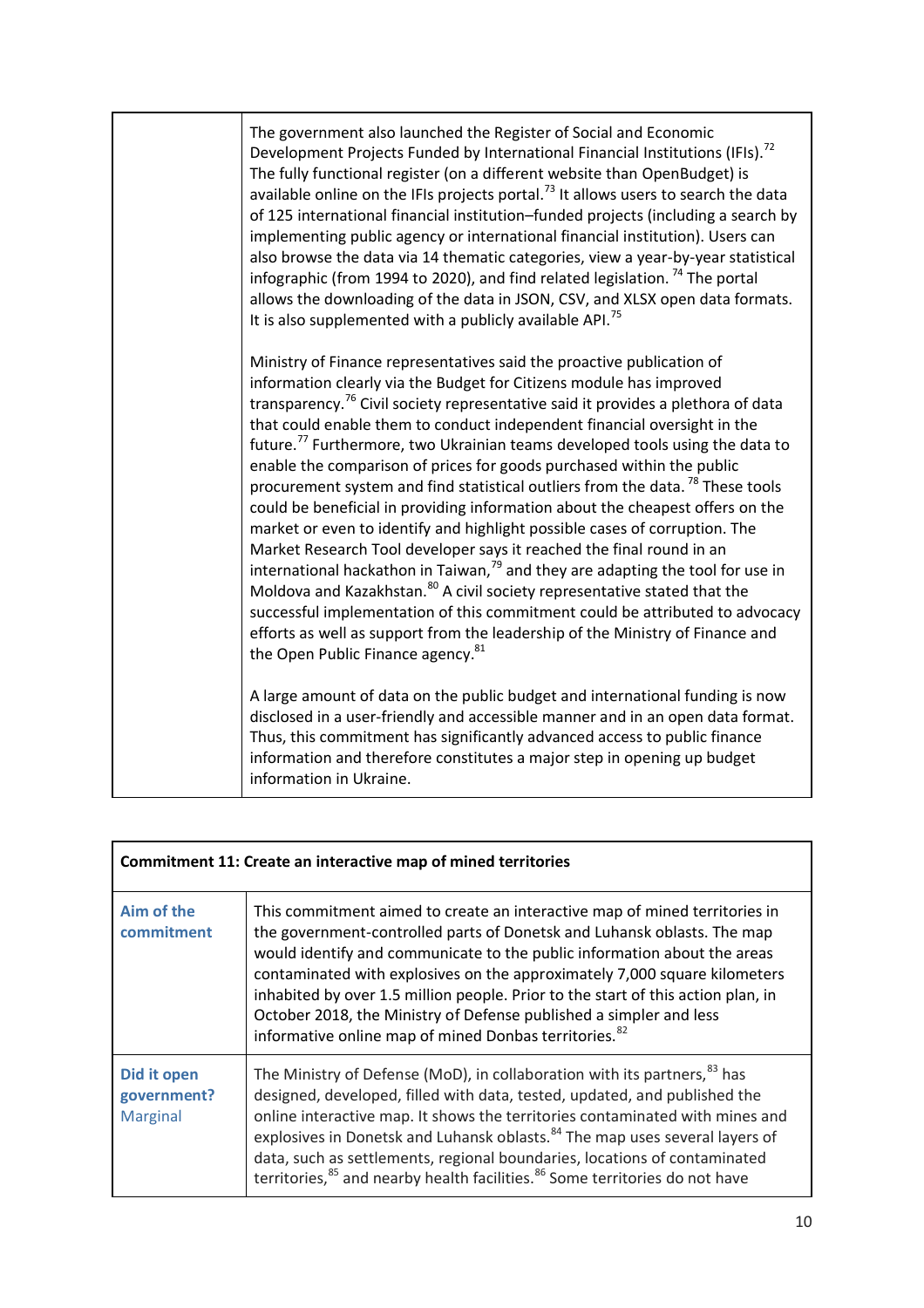| | |
|---|---|
| | The government also launched the Register of Social and Economic Development Projects Funded by International Financial Institutions (IFIs).[72] The fully functional register (on a different website than OpenBudget) is available online on the IFIs projects portal.[73] It allows users to search the data of 125 international financial institution–funded projects (including a search by implementing public agency or international financial institution). Users can also browse the data via 14 thematic categories, view a year-by-year statistical infographic (from 1994 to 2020), and find related legislation.[74] The portal allows the downloading of the data in JSON, CSV, and XLSX open data formats. It is also supplemented with a publicly available API.[75]<br><br>Ministry of Finance representatives said the proactive publication of information clearly via the Budget for Citizens module has improved transparency.[76] Civil society representative said it provides a plethora of data that could enable them to conduct independent financial oversight in the future.[77] Furthermore, two Ukrainian teams developed tools using the data to enable the comparison of prices for goods purchased within the public procurement system and find statistical outliers from the data.[78] These tools could be beneficial in providing information about the cheapest offers on the market or even to identify and highlight possible cases of corruption. The Market Research Tool developer says it reached the final round in an international hackathon in Taiwan,[79] and they are adapting the tool for use in Moldova and Kazakhstan.[80] A civil society representative stated that the successful implementation of this commitment could be attributed to advocacy efforts as well as support from the leadership of the Ministry of Finance and the Open Public Finance agency.[81]<br><br>A large amount of data on the public budget and international funding is now disclosed in a user-friendly and accessible manner and in an open data format. Thus, this commitment has significantly advanced access to public finance information and therefore constitutes a major step in opening up budget information in Ukraine. |

| **Commitment 11: Create an interactive map of mined territories** | |
|---|---|
| **Aim of the commitment** | This commitment aimed to create an interactive map of mined territories in the government-controlled parts of Donetsk and Luhansk oblasts. The map would identify and communicate to the public information about the areas contaminated with explosives on the approximately 7,000 square kilometers inhabited by over 1.5 million people. Prior to the start of this action plan, in October 2018, the Ministry of Defense published a simpler and less informative online map of mined Donbas territories.[82] |
| **Did it open government?** Marginal | The Ministry of Defense (MoD), in collaboration with its partners,[83] has designed, developed, filled with data, tested, updated, and published the online interactive map. It shows the territories contaminated with mines and explosives in Donetsk and Luhansk oblasts.[84] The map uses several layers of data, such as settlements, regional boundaries, locations of contaminated territories,[85] and nearby health facilities.[86] Some territories do not have |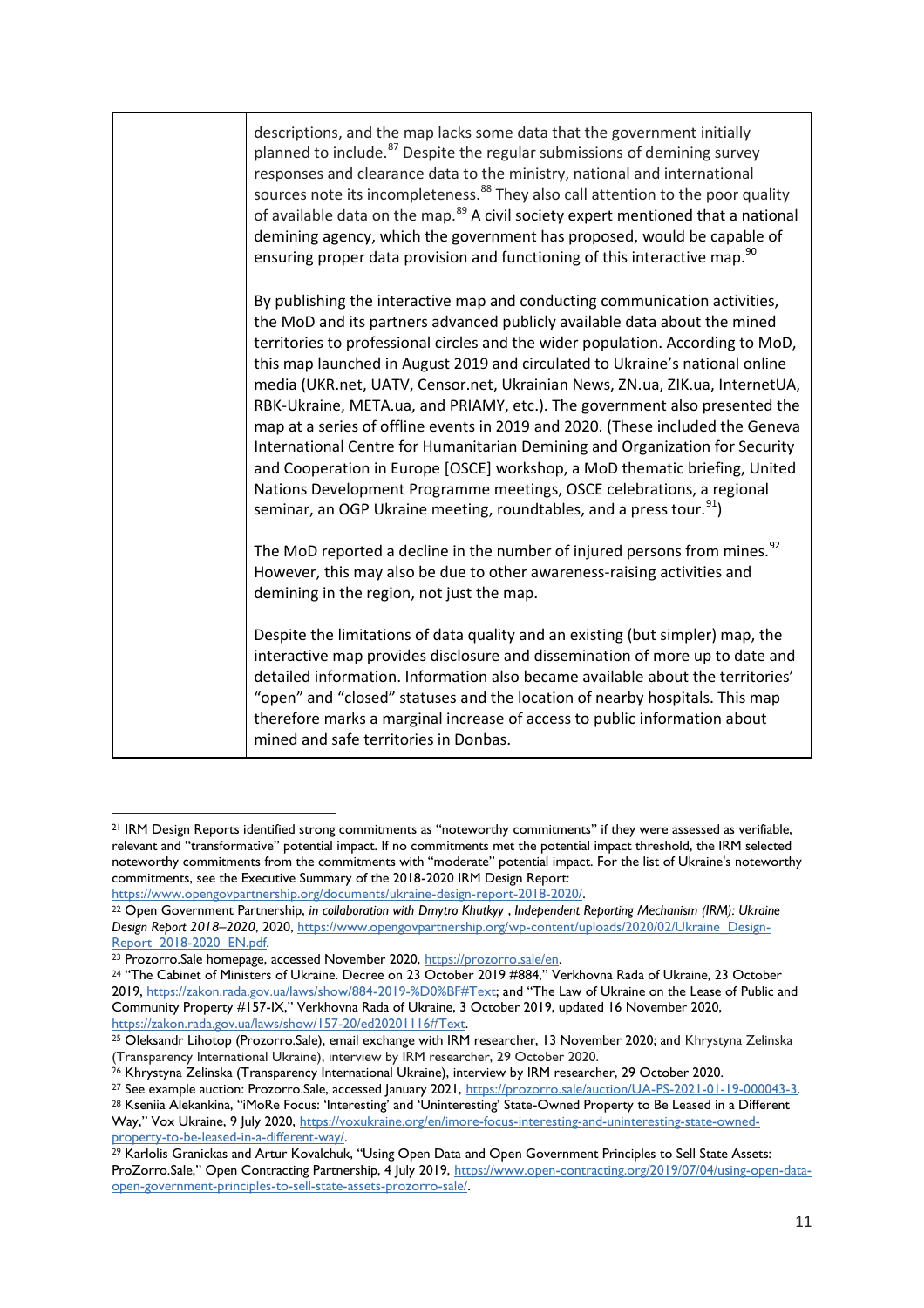| | descriptions, and the map lacks some data that the government initially planned to include.[87] Despite the regular submissions of demining survey responses and clearance data to the ministry, national and international sources note its incompleteness.[88] They also call attention to the poor quality of available data on the map.[89] A civil society expert mentioned that a national demining agency, which the government has proposed, would be capable of ensuring proper data provision and functioning of this interactive map.[90]<br><br>By publishing the interactive map and conducting communication activities, the MoD and its partners advanced publicly available data about the mined territories to professional circles and the wider population. According to MoD, this map launched in August 2019 and circulated to Ukraine's national online media (UKR.net, UATV, Censor.net, Ukrainian News, ZN.ua, ZIK.ua, InternetUA, RBK-Ukraine, META.ua, and PRIAMY, etc.). The government also presented the map at a series of offline events in 2019 and 2020. (These included the Geneva International Centre for Humanitarian Demining and Organization for Security and Cooperation in Europe [OSCE] workshop, a MoD thematic briefing, United Nations Development Programme meetings, OSCE celebrations, a regional seminar, an OGP Ukraine meeting, roundtables, and a press tour.[91])<br><br>The MoD reported a decline in the number of injured persons from mines.[92] However, this may also be due to other awareness-raising activities and demining in the region, not just the map.<br><br>Despite the limitations of data quality and an existing (but simpler) map, the interactive map provides disclosure and dissemination of more up to date and detailed information. Information also became available about the territories' "open" and "closed" statuses and the location of nearby hospitals. This map therefore marks a marginal increase of access to public information about mined and safe territories in Donbas. |
|---|---|

---

[21] IRM Design Reports identified strong commitments as "noteworthy commitments" if they were assessed as verifiable, relevant and "transformative" potential impact. If no commitments met the potential impact threshold, the IRM selected noteworthy commitments from the commitments with "moderate" potential impact. For the list of Ukraine's noteworthy commitments, see the Executive Summary of the 2018-2020 IRM Design Report: https://www.opengovpartnership.org/documents/ukraine-design-report-2018-2020/.

[22] Open Government Partnership, *in collaboration with Dmytro Khutkyy* , *Independent Reporting Mechanism (IRM): Ukraine Design Report 2018–2020*, 2020, https://www.opengovpartnership.org/wp-content/uploads/2020/02/Ukraine_Design-Report_2018-2020_EN.pdf.

[23] Prozorro.Sale homepage, accessed November 2020, https://prozorro.sale/en.

[24] "The Cabinet of Ministers of Ukraine. Decree on 23 October 2019 #884," Verkhovna Rada of Ukraine, 23 October 2019, https://zakon.rada.gov.ua/laws/show/884-2019-%D0%BF#Text; and "The Law of Ukraine on the Lease of Public and Community Property #157-IX," Verkhovna Rada of Ukraine, 3 October 2019, updated 16 November 2020, https://zakon.rada.gov.ua/laws/show/157-20/ed20201116#Text.

[25] Oleksandr Lihotop (Prozorro.Sale), email exchange with IRM researcher, 13 November 2020; and Khrystyna Zelinska (Transparency International Ukraine), interview by IRM researcher, 29 October 2020.

[26] Khrystyna Zelinska (Transparency International Ukraine), interview by IRM researcher, 29 October 2020.

[27] See example auction: Prozorro.Sale, accessed January 2021, https://prozorro.sale/auction/UA-PS-2021-01-19-000043-3.

[28] Kseniia Alekankina, "iMoRe Focus: 'Interesting' and 'Uninteresting' State-Owned Property to Be Leased in a Different Way," Vox Ukraine, 9 July 2020, https://voxukraine.org/en/imore-focus-interesting-and-uninteresting-state-owned-property-to-be-leased-in-a-different-way/.

[29] Karlolis Granickas and Artur Kovalchuk, "Using Open Data and Open Government Principles to Sell State Assets: ProZorro.Sale," Open Contracting Partnership, 4 July 2019, https://www.open-contracting.org/2019/07/04/using-open-data-open-government-principles-to-sell-state-assets-prozorro-sale/.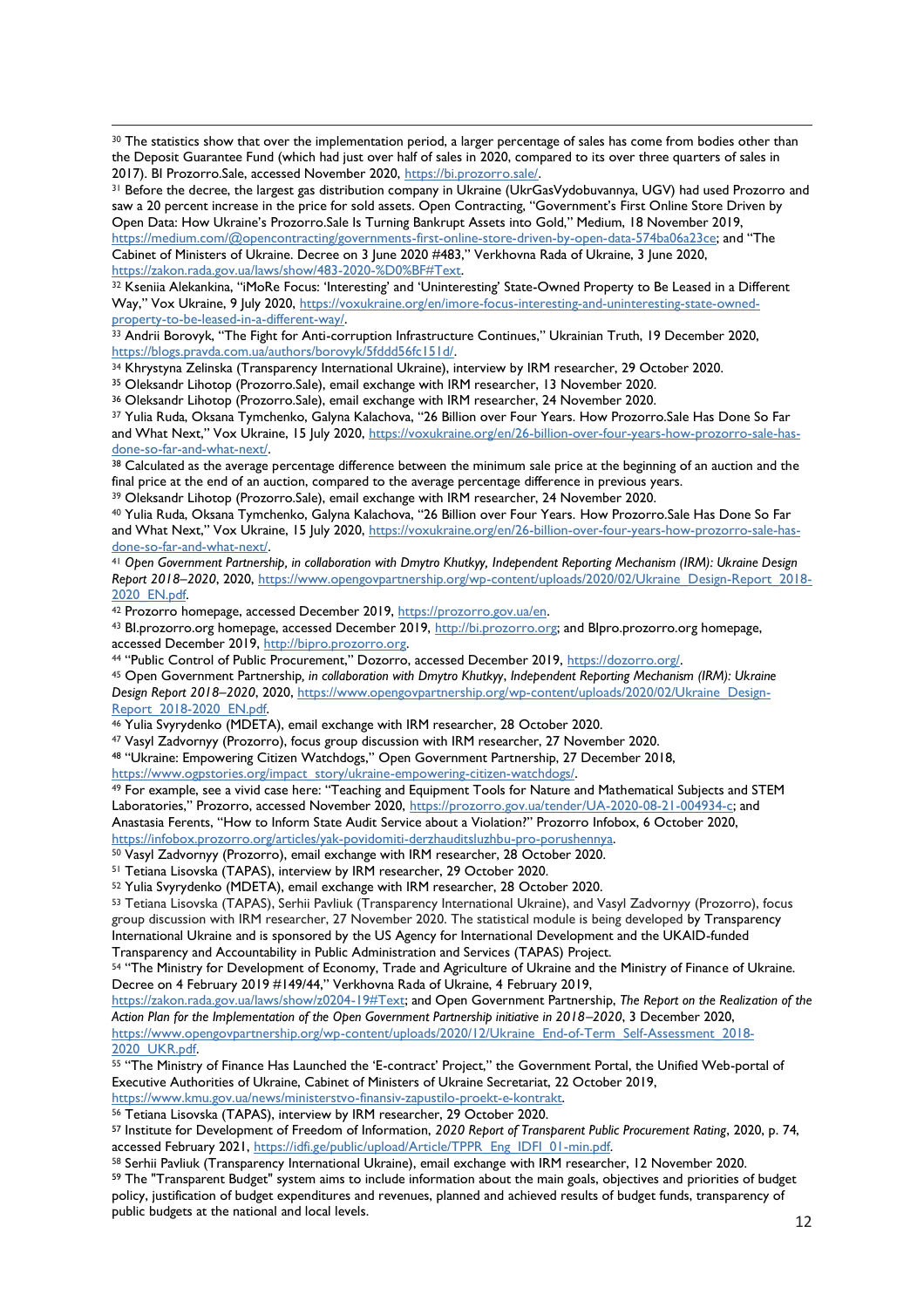[30] The statistics show that over the implementation period, a larger percentage of sales has come from bodies other than the Deposit Guarantee Fund (which had just over half of sales in 2020, compared to its over three quarters of sales in 2017). BI Prozorro.Sale, accessed November 2020, https://bi.prozorro.sale/.

[31] Before the decree, the largest gas distribution company in Ukraine (UkrGasVydobuvannya, UGV) had used Prozorro and saw a 20 percent increase in the price for sold assets. Open Contracting, "Government's First Online Store Driven by Open Data: How Ukraine's Prozorro.Sale Is Turning Bankrupt Assets into Gold," Medium, 18 November 2019, https://medium.com/@opencontracting/governments-first-online-store-driven-by-open-data-574ba06a23ce; and "The Cabinet of Ministers of Ukraine. Decree on 3 June 2020 #483," Verkhovna Rada of Ukraine, 3 June 2020, https://zakon.rada.gov.ua/laws/show/483-2020-%D0%BF#Text.

[32] Kseniia Alekankina, "iMoRe Focus: 'Interesting' and 'Uninteresting' State-Owned Property to Be Leased in a Different Way," Vox Ukraine, 9 July 2020, https://voxukraine.org/en/imore-focus-interesting-and-uninteresting-state-owned-property-to-be-leased-in-a-different-way/.

[33] Andrii Borovyk, "The Fight for Anti-corruption Infrastructure Continues," Ukrainian Truth, 19 December 2020, https://blogs.pravda.com.ua/authors/borovyk/5fddd56fc151d/.

[34] Khrystyna Zelinska (Transparency International Ukraine), interview by IRM researcher, 29 October 2020.

[35] Oleksandr Lihotop (Prozorro.Sale), email exchange with IRM researcher, 13 November 2020.

[36] Oleksandr Lihotop (Prozorro.Sale), email exchange with IRM researcher, 24 November 2020.

[37] Yulia Ruda, Oksana Tymchenko, Galyna Kalachova, "26 Billion over Four Years. How Prozorro.Sale Has Done So Far and What Next," Vox Ukraine, 15 July 2020, https://voxukraine.org/en/26-billion-over-four-years-how-prozorro-sale-has-done-so-far-and-what-next/.

[38] Calculated as the average percentage difference between the minimum sale price at the beginning of an auction and the final price at the end of an auction, compared to the average percentage difference in previous years.

[39] Oleksandr Lihotop (Prozorro.Sale), email exchange with IRM researcher, 24 November 2020.

[40] Yulia Ruda, Oksana Tymchenko, Galyna Kalachova, "26 Billion over Four Years. How Prozorro.Sale Has Done So Far and What Next," Vox Ukraine, 15 July 2020, https://voxukraine.org/en/26-billion-over-four-years-how-prozorro-sale-has-done-so-far-and-what-next/.

[41] *Open Government Partnership, in collaboration with Dmytro Khutkyy, Independent Reporting Mechanism (IRM): Ukraine Design Report 2018–2020*, 2020, https://www.opengovpartnership.org/wp-content/uploads/2020/02/Ukraine_Design-Report_2018-2020_EN.pdf.

[42] Prozorro homepage, accessed December 2019, https://prozorro.gov.ua/en.

[43] BI.prozorro.org homepage, accessed December 2019, http://bi.prozorro.org; and BIpro.prozorro.org homepage, accessed December 2019, http://bipro.prozorro.org.

[44] "Public Control of Public Procurement," Dozorro, accessed December 2019, https://dozorro.org/.

[45] Open Government Partnership, *in collaboration with Dmytro Khutkyy*, *Independent Reporting Mechanism (IRM): Ukraine Design Report 2018–2020*, 2020, https://www.opengovpartnership.org/wp-content/uploads/2020/02/Ukraine_Design-Report_2018-2020_EN.pdf.

[46] Yulia Svyrydenko (MDETA), email exchange with IRM researcher, 28 October 2020.

[47] Vasyl Zadvornyy (Prozorro), focus group discussion with IRM researcher, 27 November 2020.

[48] "Ukraine: Empowering Citizen Watchdogs," Open Government Partnership, 27 December 2018, https://www.ogpstories.org/impact_story/ukraine-empowering-citizen-watchdogs/.

[49] For example, see a vivid case here: "Teaching and Equipment Tools for Nature and Mathematical Subjects and STEM Laboratories," Prozorro, accessed November 2020, https://prozorro.gov.ua/tender/UA-2020-08-21-004934-c; and Anastasia Ferents, "How to Inform State Audit Service about a Violation?" Prozorro Infobox, 6 October 2020, https://infobox.prozorro.org/articles/yak-povidomiti-derzhauditsluzhbu-pro-porushennya.

[50] Vasyl Zadvornyy (Prozorro), email exchange with IRM researcher, 28 October 2020.

[51] Tetiana Lisovska (TAPAS), interview by IRM researcher, 29 October 2020.

[52] Yulia Svyrydenko (MDETA), email exchange with IRM researcher, 28 October 2020.

[53] Tetiana Lisovska (TAPAS), Serhii Pavliuk (Transparency International Ukraine), and Vasyl Zadvornyy (Prozorro), focus group discussion with IRM researcher, 27 November 2020. The statistical module is being developed by Transparency International Ukraine and is sponsored by the US Agency for International Development and the UKAID-funded Transparency and Accountability in Public Administration and Services (TAPAS) Project.

[54] "The Ministry for Development of Economy, Trade and Agriculture of Ukraine and the Ministry of Finance of Ukraine. Decree on 4 February 2019 #149/44," Verkhovna Rada of Ukraine, 4 February 2019, https://zakon.rada.gov.ua/laws/show/z0204-19#Text; and Open Government Partnership, *The Report on the Realization of the Action Plan for the Implementation of the Open Government Partnership initiative in 2018–2020*, 3 December 2020, https://www.opengovpartnership.org/wp-content/uploads/2020/12/Ukraine_End-of-Term_Self-Assessment_2018-2020_UKR.pdf.

[55] "The Ministry of Finance Has Launched the 'E-contract' Project," the Government Portal, the Unified Web-portal of Executive Authorities of Ukraine, Cabinet of Ministers of Ukraine Secretariat, 22 October 2019, https://www.kmu.gov.ua/news/ministerstvo-finansiv-zapustilo-proekt-e-kontrakt.

[56] Tetiana Lisovska (TAPAS), interview by IRM researcher, 29 October 2020.

[57] Institute for Development of Freedom of Information, *2020 Report of Transparent Public Procurement Rating*, 2020, p. 74, accessed February 2021, https://idfi.ge/public/upload/Article/TPPR_Eng_IDFI_01-min.pdf.

[58] Serhii Pavliuk (Transparency International Ukraine), email exchange with IRM researcher, 12 November 2020.

[59] The "Transparent Budget" system aims to include information about the main goals, objectives and priorities of budget policy, justification of budget expenditures and revenues, planned and achieved results of budget funds, transparency of public budgets at the national and local levels.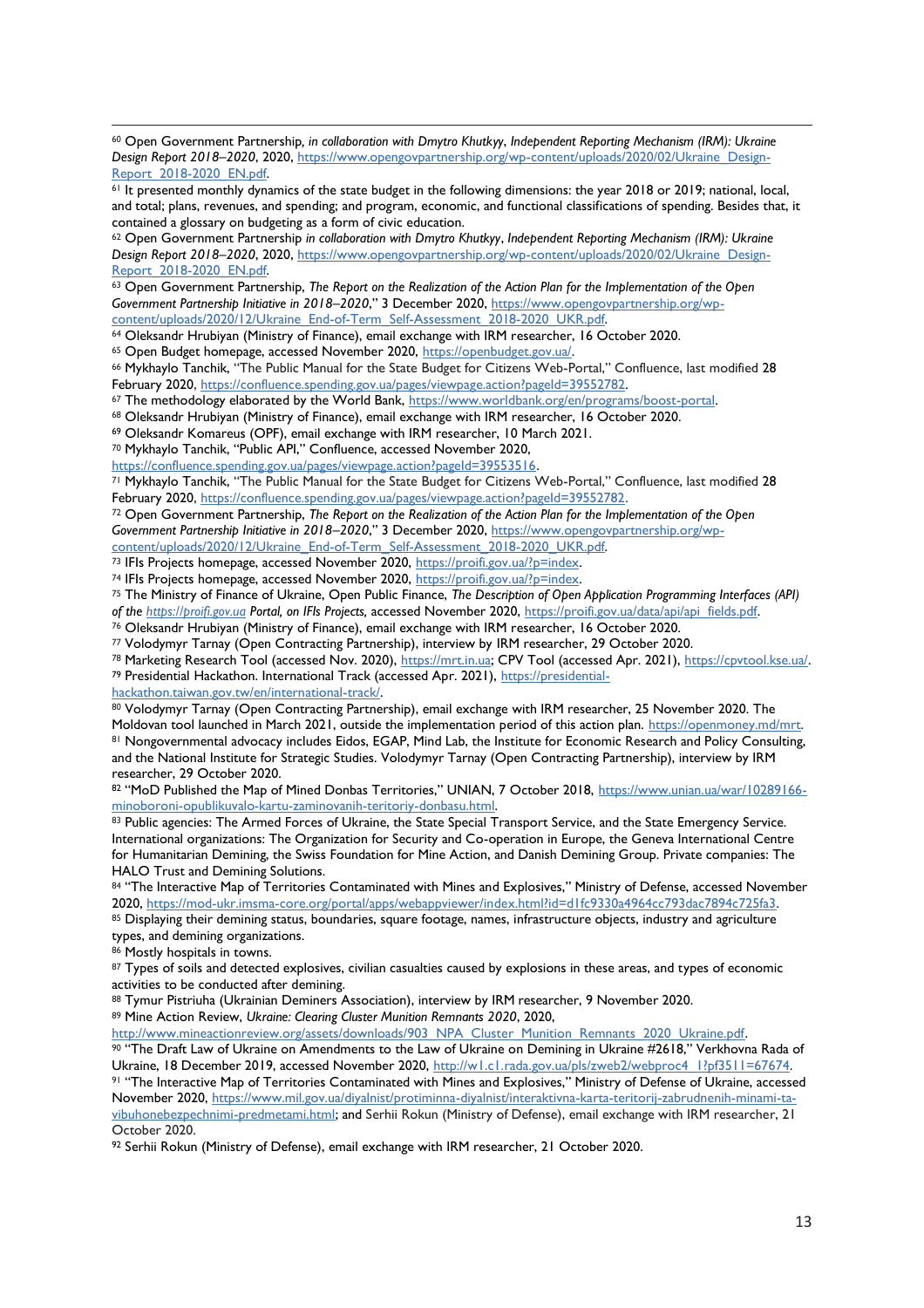[60] Open Government Partnership, *in collaboration with Dmytro Khutkyy, Independent Reporting Mechanism (IRM): Ukraine Design Report 2018–2020*, 2020, https://www.opengovpartnership.org/wp-content/uploads/2020/02/Ukraine_Design-Report_2018-2020_EN.pdf.

[61] It presented monthly dynamics of the state budget in the following dimensions: the year 2018 or 2019; national, local, and total; plans, revenues, and spending; and program, economic, and functional classifications of spending. Besides that, it contained a glossary on budgeting as a form of civic education.

[62] Open Government Partnership *in collaboration with Dmytro Khutkyy, Independent Reporting Mechanism (IRM): Ukraine Design Report 2018–2020*, 2020, https://www.opengovpartnership.org/wp-content/uploads/2020/02/Ukraine_Design-Report_2018-2020_EN.pdf.

[63] Open Government Partnership, *The Report on the Realization of the Action Plan for the Implementation of the Open Government Partnership Initiative in 2018–2020*," 3 December 2020, https://www.opengovpartnership.org/wp-content/uploads/2020/12/Ukraine_End-of-Term_Self-Assessment_2018-2020_UKR.pdf.

[64] Oleksandr Hrubiyan (Ministry of Finance), email exchange with IRM researcher, 16 October 2020.

[65] Open Budget homepage, accessed November 2020, https://openbudget.gov.ua/.

[66] Mykhaylo Tanchik, "The Public Manual for the State Budget for Citizens Web-Portal," Confluence, last modified 28 February 2020, https://confluence.spending.gov.ua/pages/viewpage.action?pageId=39552782.

[67] The methodology elaborated by the World Bank, https://www.worldbank.org/en/programs/boost-portal.

[68] Oleksandr Hrubiyan (Ministry of Finance), email exchange with IRM researcher, 16 October 2020.

[69] Oleksandr Komareus (OPF), email exchange with IRM researcher, 10 March 2021.

[70] Mykhaylo Tanchik, "Public API," Confluence, accessed November 2020, https://confluence.spending.gov.ua/pages/viewpage.action?pageId=39553516.

[71] Mykhaylo Tanchik, "The Public Manual for the State Budget for Citizens Web-Portal," Confluence, last modified 28 February 2020, https://confluence.spending.gov.ua/pages/viewpage.action?pageId=39552782.

[72] Open Government Partnership, *The Report on the Realization of the Action Plan for the Implementation of the Open Government Partnership Initiative in 2018–2020*," 3 December 2020, https://www.opengovpartnership.org/wp-content/uploads/2020/12/Ukraine_End-of-Term_Self-Assessment_2018-2020_UKR.pdf.

[73] IFIs Projects homepage, accessed November 2020, https://proifi.gov.ua/?p=index.

[74] IFIs Projects homepage, accessed November 2020, https://proifi.gov.ua/?p=index.

[75] The Ministry of Finance of Ukraine, Open Public Finance, *The Description of Open Application Programming Interfaces (API) of the https://proifi.gov.ua Portal, on IFIs Projects,* accessed November 2020, https://proifi.gov.ua/data/api/api_fields.pdf.

[76] Oleksandr Hrubiyan (Ministry of Finance), email exchange with IRM researcher, 16 October 2020.

[77] Volodymyr Tarnay (Open Contracting Partnership), interview by IRM researcher, 29 October 2020.

[78] Marketing Research Tool (accessed Nov. 2020), https://mrt.in.ua; CPV Tool (accessed Apr. 2021), https://cpvtool.kse.ua/.

[79] Presidential Hackathon. International Track (accessed Apr. 2021), https://presidential-hackathon.taiwan.gov.tw/en/international-track/.

[80] Volodymyr Tarnay (Open Contracting Partnership), email exchange with IRM researcher, 25 November 2020. The Moldovan tool launched in March 2021, outside the implementation period of this action plan. https://openmoney.md/mrt.

[81] Nongovernmental advocacy includes Eidos, EGAP, Mind Lab, the Institute for Economic Research and Policy Consulting, and the National Institute for Strategic Studies. Volodymyr Tarnay (Open Contracting Partnership), interview by IRM researcher, 29 October 2020.

[82] "MoD Published the Map of Mined Donbas Territories," UNIAN, 7 October 2018, https://www.unian.ua/war/10289166-minoboroni-opublikuvalo-kartu-zaminovanih-teritoriy-donbasu.html.

[83] Public agencies: The Armed Forces of Ukraine, the State Special Transport Service, and the State Emergency Service. International organizations: The Organization for Security and Co-operation in Europe, the Geneva International Centre for Humanitarian Demining, the Swiss Foundation for Mine Action, and Danish Demining Group. Private companies: The HALO Trust and Demining Solutions.

[84] "The Interactive Map of Territories Contaminated with Mines and Explosives," Ministry of Defense, accessed November 2020, https://mod-ukr.imsma-core.org/portal/apps/webappviewer/index.html?id=d1fc9330a4964cc793dac7894c725fa3.

[85] Displaying their demining status, boundaries, square footage, names, infrastructure objects, industry and agriculture types, and demining organizations.

[86] Mostly hospitals in towns.

[87] Types of soils and detected explosives, civilian casualties caused by explosions in these areas, and types of economic activities to be conducted after demining.

[88] Tymur Pistriuha (Ukrainian Deminers Association), interview by IRM researcher, 9 November 2020.

[89] Mine Action Review, *Ukraine: Clearing Cluster Munition Remnants 2020*, 2020, http://www.mineactionreview.org/assets/downloads/903_NPA_Cluster_Munition_Remnants_2020_Ukraine.pdf.

[90] "The Draft Law of Ukraine on Amendments to the Law of Ukraine on Demining in Ukraine #2618," Verkhovna Rada of Ukraine, 18 December 2019, accessed November 2020, http://w1.c1.rada.gov.ua/pls/zweb2/webproc4_1?pf3511=67674.

[91] "The Interactive Map of Territories Contaminated with Mines and Explosives," Ministry of Defense of Ukraine, accessed November 2020, https://www.mil.gov.ua/diyalnist/protiminna-diyalnist/interaktivna-karta-teritorij-zabrudnenih-minami-ta-vibuhonebezpechnimi-predmetami.html; and Serhii Rokun (Ministry of Defense), email exchange with IRM researcher, 21 October 2020.

[92] Serhii Rokun (Ministry of Defense), email exchange with IRM researcher, 21 October 2020.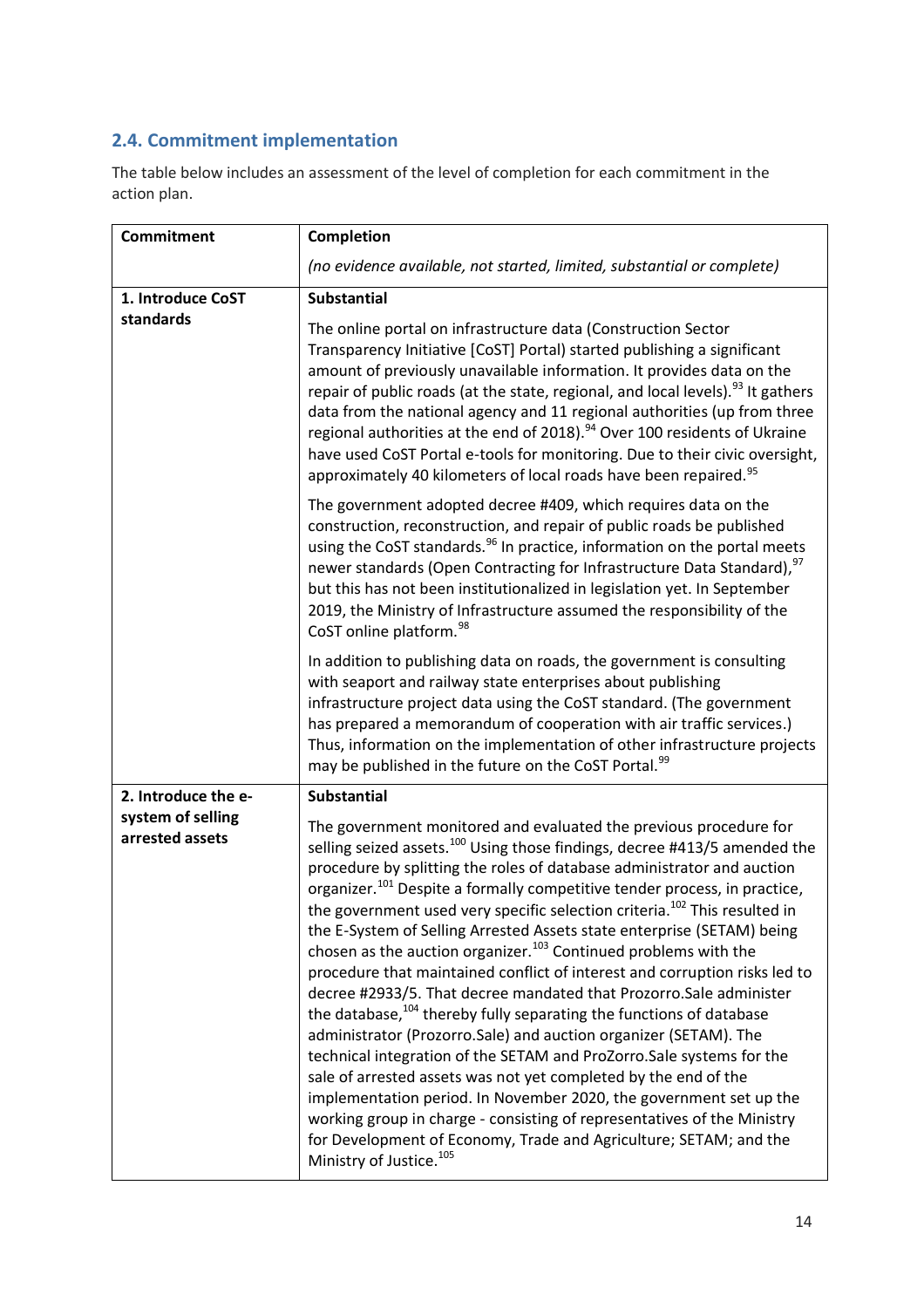## 2.4. Commitment implementation

The table below includes an assessment of the level of completion for each commitment in the action plan.

| Commitment | Completion<br>*(no evidence available, not started, limited, substantial or complete)* |
|---|---|
| **1. Introduce CoST standards** | **Substantial**<br><br>The online portal on infrastructure data (Construction Sector Transparency Initiative [CoST] Portal) started publishing a significant amount of previously unavailable information. It provides data on the repair of public roads (at the state, regional, and local levels).[93] It gathers data from the national agency and 11 regional authorities (up from three regional authorities at the end of 2018).[94] Over 100 residents of Ukraine have used CoST Portal e-tools for monitoring. Due to their civic oversight, approximately 40 kilometers of local roads have been repaired.[95]<br><br>The government adopted decree #409, which requires data on the construction, reconstruction, and repair of public roads be published using the CoST standards.[96] In practice, information on the portal meets newer standards (Open Contracting for Infrastructure Data Standard),[97] but this has not been institutionalized in legislation yet. In September 2019, the Ministry of Infrastructure assumed the responsibility of the CoST online platform.[98]<br><br>In addition to publishing data on roads, the government is consulting with seaport and railway state enterprises about publishing infrastructure project data using the CoST standard. (The government has prepared a memorandum of cooperation with air traffic services.) Thus, information on the implementation of other infrastructure projects may be published in the future on the CoST Portal.[99] |
| **2. Introduce the e-system of selling arrested assets** | **Substantial**<br><br>The government monitored and evaluated the previous procedure for selling seized assets.[100] Using those findings, decree #413/5 amended the procedure by splitting the roles of database administrator and auction organizer.[101] Despite a formally competitive tender process, in practice, the government used very specific selection criteria.[102] This resulted in the E-System of Selling Arrested Assets state enterprise (SETAM) being chosen as the auction organizer.[103] Continued problems with the procedure that maintained conflict of interest and corruption risks led to decree #2933/5. That decree mandated that Prozorro.Sale administer the database,[104] thereby fully separating the functions of database administrator (Prozorro.Sale) and auction organizer (SETAM). The technical integration of the SETAM and ProZorro.Sale systems for the sale of arrested assets was not yet completed by the end of the implementation period. In November 2020, the government set up the working group in charge - consisting of representatives of the Ministry for Development of Economy, Trade and Agriculture; SETAM; and the Ministry of Justice.[105] |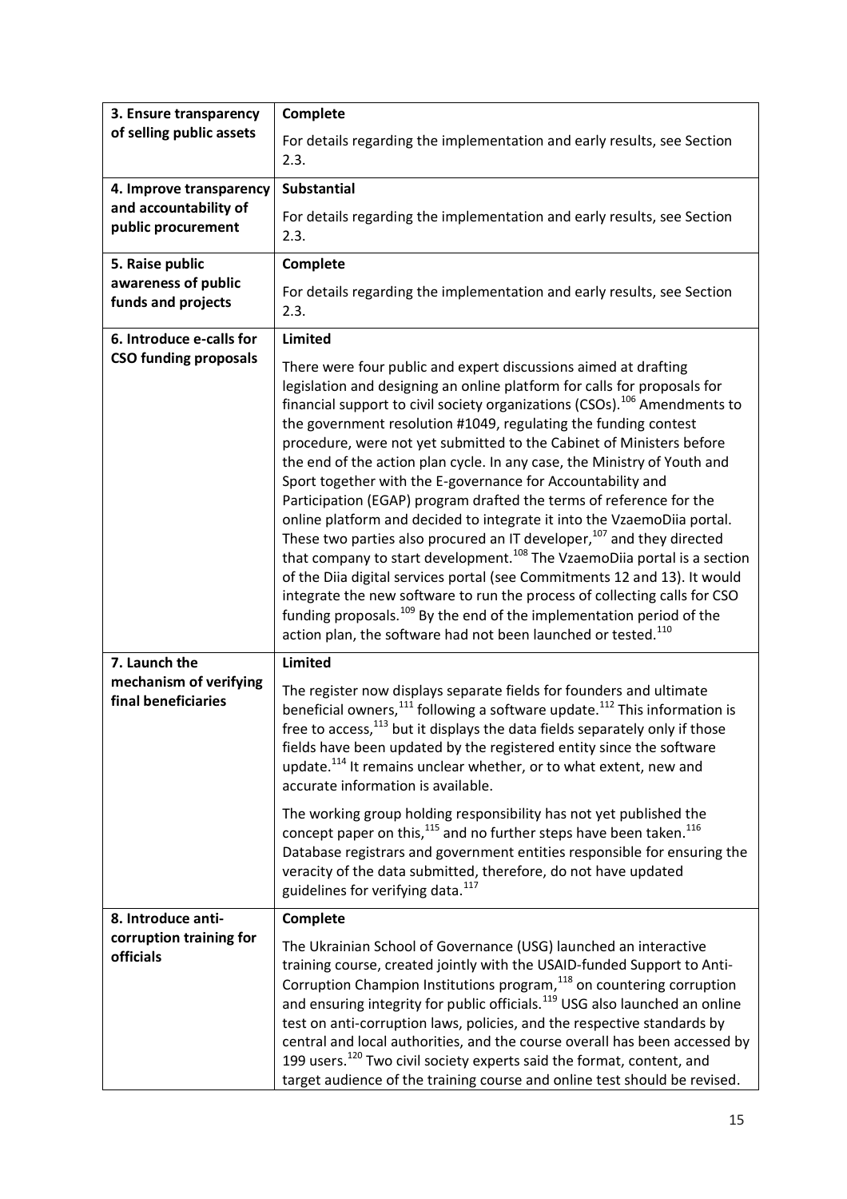| | |
|---|---|
| **3. Ensure transparency of selling public assets** | **Complete**<br><br>For details regarding the implementation and early results, see Section 2.3. |
| **4. Improve transparency and accountability of public procurement** | **Substantial**<br><br>For details regarding the implementation and early results, see Section 2.3. |
| **5. Raise public awareness of public funds and projects** | **Complete**<br><br>For details regarding the implementation and early results, see Section 2.3. |
| **6. Introduce e-calls for CSO funding proposals** | **Limited**<br><br>There were four public and expert discussions aimed at drafting legislation and designing an online platform for calls for proposals for financial support to civil society organizations (CSOs).[106] Amendments to the government resolution #1049, regulating the funding contest procedure, were not yet submitted to the Cabinet of Ministers before the end of the action plan cycle. In any case, the Ministry of Youth and Sport together with the E-governance for Accountability and Participation (EGAP) program drafted the terms of reference for the online platform and decided to integrate it into the VzaemoDiia portal. These two parties also procured an IT developer,[107] and they directed that company to start development.[108] The VzaemoDiia portal is a section of the Diia digital services portal (see Commitments 12 and 13). It would integrate the new software to run the process of collecting calls for CSO funding proposals.[109] By the end of the implementation period of the action plan, the software had not been launched or tested.[110] |
| **7. Launch the mechanism of verifying final beneficiaries** | **Limited**<br><br>The register now displays separate fields for founders and ultimate beneficial owners,[111] following a software update.[112] This information is free to access,[113] but it displays the data fields separately only if those fields have been updated by the registered entity since the software update.[114] It remains unclear whether, or to what extent, new and accurate information is available.<br><br>The working group holding responsibility has not yet published the concept paper on this,[115] and no further steps have been taken.[116] Database registrars and government entities responsible for ensuring the veracity of the data submitted, therefore, do not have updated guidelines for verifying data.[117] |
| **8. Introduce anti-corruption training for officials** | **Complete**<br><br>The Ukrainian School of Governance (USG) launched an interactive training course, created jointly with the USAID-funded Support to Anti-Corruption Champion Institutions program,[118] on countering corruption and ensuring integrity for public officials.[119] USG also launched an online test on anti-corruption laws, policies, and the respective standards by central and local authorities, and the course overall has been accessed by 199 users.[120] Two civil society experts said the format, content, and target audience of the training course and online test should be revised. |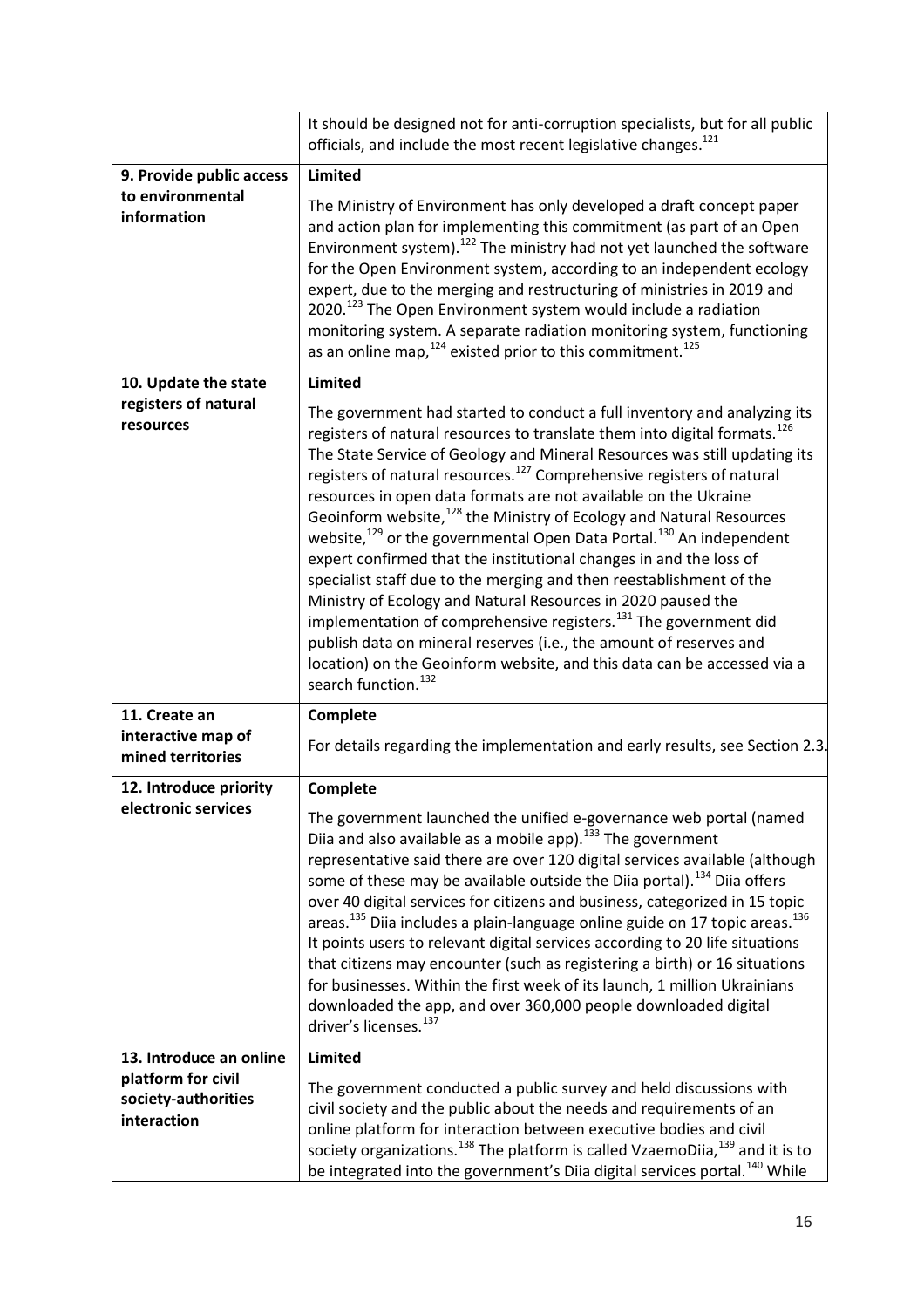| | |
|---|---|
| | It should be designed not for anti-corruption specialists, but for all public officials, and include the most recent legislative changes.[121] |
| **9. Provide public access to environmental information** | **Limited**<br><br>The Ministry of Environment has only developed a draft concept paper and action plan for implementing this commitment (as part of an Open Environment system).[122] The ministry had not yet launched the software for the Open Environment system, according to an independent ecology expert, due to the merging and restructuring of ministries in 2019 and 2020.[123] The Open Environment system would include a radiation monitoring system. A separate radiation monitoring system, functioning as an online map,[124] existed prior to this commitment.[125] |
| **10. Update the state registers of natural resources** | **Limited**<br><br>The government had started to conduct a full inventory and analyzing its registers of natural resources to translate them into digital formats.[126] The State Service of Geology and Mineral Resources was still updating its registers of natural resources.[127] Comprehensive registers of natural resources in open data formats are not available on the Ukraine Geoinform website,[128] the Ministry of Ecology and Natural Resources website,[129] or the governmental Open Data Portal.[130] An independent expert confirmed that the institutional changes in and the loss of specialist staff due to the merging and then reestablishment of the Ministry of Ecology and Natural Resources in 2020 paused the implementation of comprehensive registers.[131] The government did publish data on mineral reserves (i.e., the amount of reserves and location) on the Geoinform website, and this data can be accessed via a search function.[132] |
| **11. Create an interactive map of mined territories** | **Complete**<br><br>For details regarding the implementation and early results, see Section 2.3. |
| **12. Introduce priority electronic services** | **Complete**<br><br>The government launched the unified e-governance web portal (named Diia and also available as a mobile app).[133] The government representative said there are over 120 digital services available (although some of these may be available outside the Diia portal).[134] Diia offers over 40 digital services for citizens and business, categorized in 15 topic areas.[135] Diia includes a plain-language online guide on 17 topic areas.[136] It points users to relevant digital services according to 20 life situations that citizens may encounter (such as registering a birth) or 16 situations for businesses. Within the first week of its launch, 1 million Ukrainians downloaded the app, and over 360,000 people downloaded digital driver's licenses.[137] |
| **13. Introduce an online platform for civil society-authorities interaction** | **Limited**<br><br>The government conducted a public survey and held discussions with civil society and the public about the needs and requirements of an online platform for interaction between executive bodies and civil society organizations.[138] The platform is called VzaemoDiia,[139] and it is to be integrated into the government's Diia digital services portal.[140] While |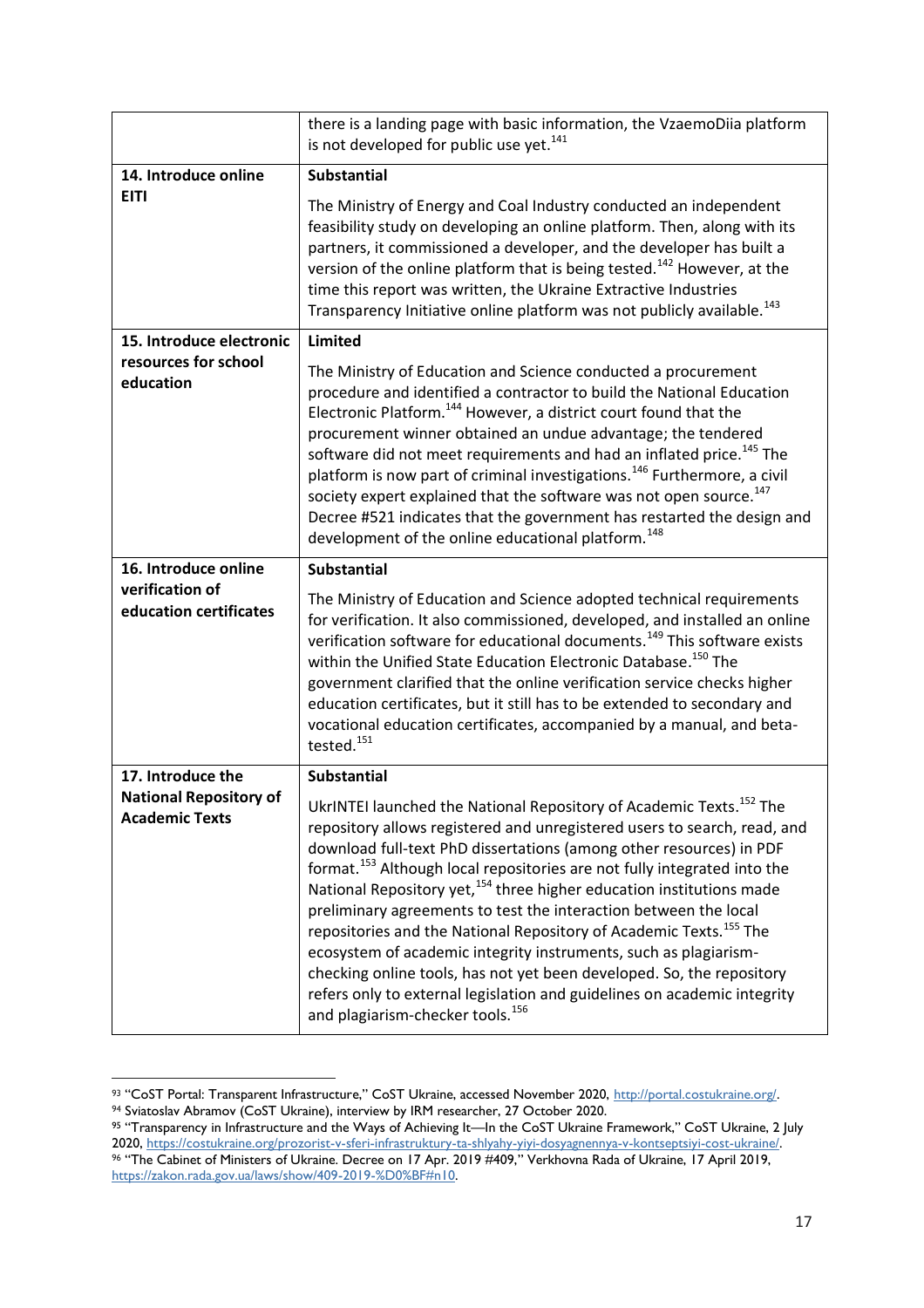| | |
|---|---|
| | there is a landing page with basic information, the VzaemoDiia platform is not developed for public use yet.[141] |
| **14. Introduce online EITI** | **Substantial**<br><br>The Ministry of Energy and Coal Industry conducted an independent feasibility study on developing an online platform. Then, along with its partners, it commissioned a developer, and the developer has built a version of the online platform that is being tested.[142] However, at the time this report was written, the Ukraine Extractive Industries Transparency Initiative online platform was not publicly available.[143] |
| **15. Introduce electronic resources for school education** | **Limited**<br><br>The Ministry of Education and Science conducted a procurement procedure and identified a contractor to build the National Education Electronic Platform.[144] However, a district court found that the procurement winner obtained an undue advantage; the tendered software did not meet requirements and had an inflated price.[145] The platform is now part of criminal investigations.[146] Furthermore, a civil society expert explained that the software was not open source.[147] Decree #521 indicates that the government has restarted the design and development of the online educational platform.[148] |
| **16. Introduce online verification of education certificates** | **Substantial**<br><br>The Ministry of Education and Science adopted technical requirements for verification. It also commissioned, developed, and installed an online verification software for educational documents.[149] This software exists within the Unified State Education Electronic Database.[150] The government clarified that the online verification service checks higher education certificates, but it still has to be extended to secondary and vocational education certificates, accompanied by a manual, and beta-tested.[151] |
| **17. Introduce the National Repository of Academic Texts** | **Substantial**<br><br>UkrINTEI launched the National Repository of Academic Texts.[152] The repository allows registered and unregistered users to search, read, and download full-text PhD dissertations (among other resources) in PDF format.[153] Although local repositories are not fully integrated into the National Repository yet,[154] three higher education institutions made preliminary agreements to test the interaction between the local repositories and the National Repository of Academic Texts.[155] The ecosystem of academic integrity instruments, such as plagiarism-checking online tools, has not yet been developed. So, the repository refers only to external legislation and guidelines on academic integrity and plagiarism-checker tools.[156] |

[93] "CoST Portal: Transparent Infrastructure," CoST Ukraine, accessed November 2020, http://portal.costukraine.org/.

[94] Sviatoslav Abramov (CoST Ukraine), interview by IRM researcher, 27 October 2020.

[95] "Transparency in Infrastructure and the Ways of Achieving It—In the CoST Ukraine Framework," CoST Ukraine, 2 July 2020, https://costukraine.org/prozorist-v-sferi-infrastruktury-ta-shlyahy-yiyi-dosyagnennya-v-kontseptsiyi-cost-ukraine/.

[96] "The Cabinet of Ministers of Ukraine. Decree on 17 Apr. 2019 #409," Verkhovna Rada of Ukraine, 17 April 2019, https://zakon.rada.gov.ua/laws/show/409-2019-%D0%BF#n10.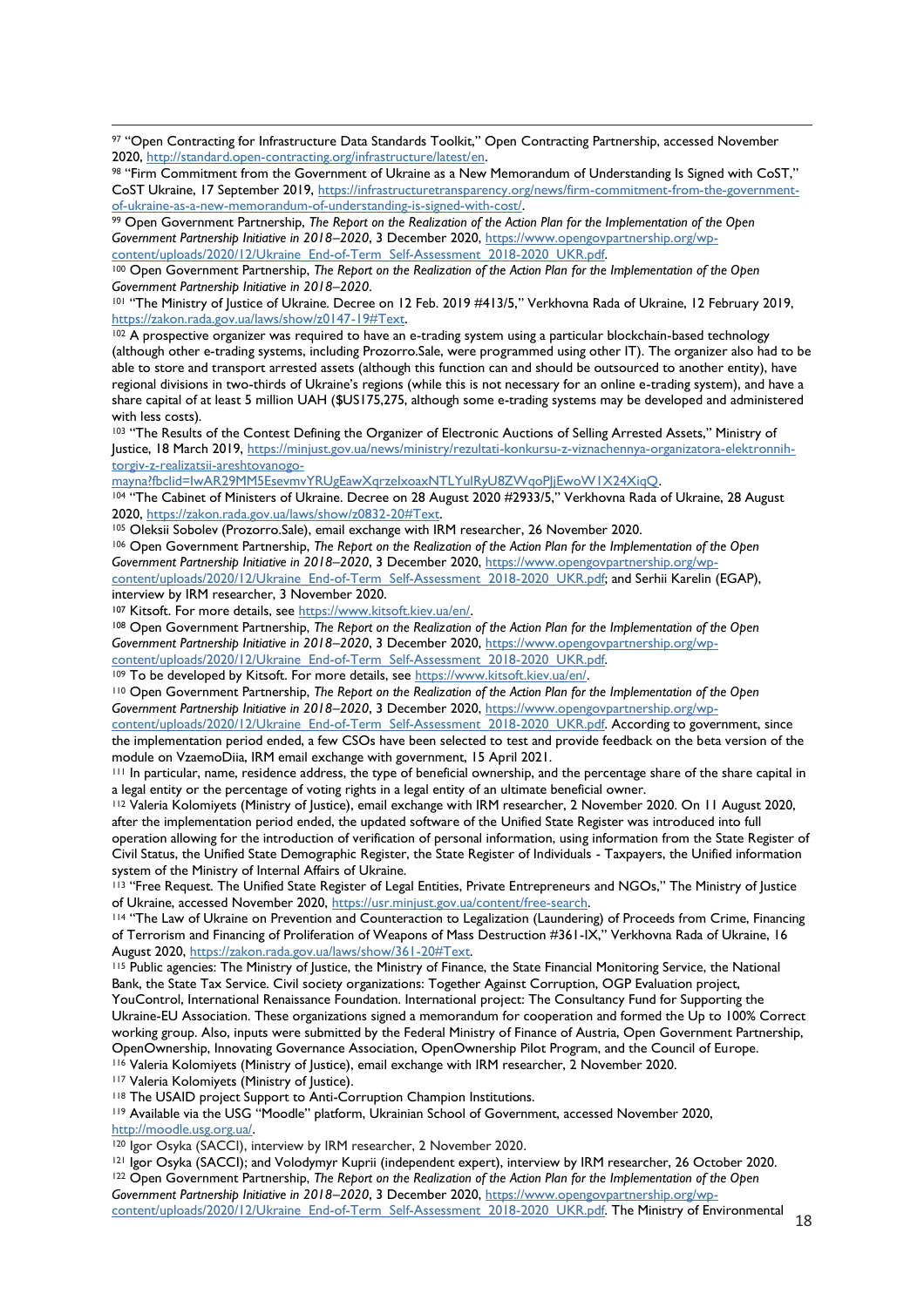[97] "Open Contracting for Infrastructure Data Standards Toolkit," Open Contracting Partnership, accessed November 2020, http://standard.open-contracting.org/infrastructure/latest/en.

[98] "Firm Commitment from the Government of Ukraine as a New Memorandum of Understanding Is Signed with CoST," CoST Ukraine, 17 September 2019, https://infrastructuretransparency.org/news/firm-commitment-from-the-government-of-ukraine-as-a-new-memorandum-of-understanding-is-signed-with-cost/.

[99] Open Government Partnership, *The Report on the Realization of the Action Plan for the Implementation of the Open Government Partnership Initiative in 2018–2020*, 3 December 2020, https://www.opengovpartnership.org/wp-content/uploads/2020/12/Ukraine_End-of-Term_Self-Assessment_2018-2020_UKR.pdf.

[100] Open Government Partnership, *The Report on the Realization of the Action Plan for the Implementation of the Open Government Partnership Initiative in 2018–2020*.

[101] "The Ministry of Justice of Ukraine. Decree on 12 Feb. 2019 #413/5," Verkhovna Rada of Ukraine, 12 February 2019, https://zakon.rada.gov.ua/laws/show/z0147-19#Text.

[102] A prospective organizer was required to have an e-trading system using a particular blockchain-based technology (although other e-trading systems, including Prozorro.Sale, were programmed using other IT). The organizer also had to be able to store and transport arrested assets (although this function can and should be outsourced to another entity), have regional divisions in two-thirds of Ukraine's regions (while this is not necessary for an online e-trading system), and have a share capital of at least 5 million UAH ($US175,275, although some e-trading systems may be developed and administered with less costs).

[103] "The Results of the Contest Defining the Organizer of Electronic Auctions of Selling Arrested Assets," Ministry of Justice, 18 March 2019, https://minjust.gov.ua/news/ministry/rezultati-konkursu-z-viznachennya-organizatora-elektronnih-torgiv-z-realizatsii-areshtovanogo-mayna?fbclid=IwAR29MM5EsevmvYRUgEawXqrzelxoaxNTLYulRyU8ZWqoPJjEwoW1X24XiqQ.

[104] "The Cabinet of Ministers of Ukraine. Decree on 28 August 2020 #2933/5," Verkhovna Rada of Ukraine, 28 August 2020, https://zakon.rada.gov.ua/laws/show/z0832-20#Text.

[105] Oleksii Sobolev (Prozorro.Sale), email exchange with IRM researcher, 26 November 2020.

[106] Open Government Partnership, *The Report on the Realization of the Action Plan for the Implementation of the Open Government Partnership Initiative in 2018–2020*, 3 December 2020, https://www.opengovpartnership.org/wp-content/uploads/2020/12/Ukraine_End-of-Term_Self-Assessment_2018-2020_UKR.pdf; and Serhii Karelin (EGAP), interview by IRM researcher, 3 November 2020.

[107] Kitsoft. For more details, see https://www.kitsoft.kiev.ua/en/.

[108] Open Government Partnership, *The Report on the Realization of the Action Plan for the Implementation of the Open Government Partnership Initiative in 2018–2020*, 3 December 2020, https://www.opengovpartnership.org/wp-content/uploads/2020/12/Ukraine_End-of-Term_Self-Assessment_2018-2020_UKR.pdf.

[109] To be developed by Kitsoft. For more details, see https://www.kitsoft.kiev.ua/en/.

[110] Open Government Partnership, *The Report on the Realization of the Action Plan for the Implementation of the Open Government Partnership Initiative in 2018–2020*, 3 December 2020, https://www.opengovpartnership.org/wp-content/uploads/2020/12/Ukraine_End-of-Term_Self-Assessment_2018-2020_UKR.pdf. According to government, since the implementation period ended, a few CSOs have been selected to test and provide feedback on the beta version of the module on VzaemoDiia, IRM email exchange with government, 15 April 2021.

[111] In particular, name, residence address, the type of beneficial ownership, and the percentage share of the share capital in a legal entity or the percentage of voting rights in a legal entity of an ultimate beneficial owner.

[112] Valeria Kolomiyets (Ministry of Justice), email exchange with IRM researcher, 2 November 2020. On 11 August 2020, after the implementation period ended, the updated software of the Unified State Register was introduced into full operation allowing for the introduction of verification of personal information, using information from the State Register of Civil Status, the Unified State Demographic Register, the State Register of Individuals - Taxpayers, the Unified information system of the Ministry of Internal Affairs of Ukraine.

[113] "Free Request. The Unified State Register of Legal Entities, Private Entrepreneurs and NGOs," The Ministry of Justice of Ukraine, accessed November 2020, https://usr.minjust.gov.ua/content/free-search.

[114] "The Law of Ukraine on Prevention and Counteraction to Legalization (Laundering) of Proceeds from Crime, Financing of Terrorism and Financing of Proliferation of Weapons of Mass Destruction #361-IX," Verkhovna Rada of Ukraine, 16 August 2020, https://zakon.rada.gov.ua/laws/show/361-20#Text.

[115] Public agencies: The Ministry of Justice, the Ministry of Finance, the State Financial Monitoring Service, the National Bank, the State Tax Service. Civil society organizations: Together Against Corruption, OGP Evaluation project, YouControl, International Renaissance Foundation. International project: The Consultancy Fund for Supporting the Ukraine-EU Association. These organizations signed a memorandum for cooperation and formed the Up to 100% Correct working group. Also, inputs were submitted by the Federal Ministry of Finance of Austria, Open Government Partnership, OpenOwnership, Innovating Governance Association, OpenOwnership Pilot Program, and the Council of Europe.

[116] Valeria Kolomiyets (Ministry of Justice), email exchange with IRM researcher, 2 November 2020.

[117] Valeria Kolomiyets (Ministry of Justice).

[118] The USAID project Support to Anti-Corruption Champion Institutions.

[119] Available via the USG "Moodle" platform, Ukrainian School of Government, accessed November 2020, http://moodle.usg.org.ua/.

[120] Igor Osyka (SACCI), interview by IRM researcher, 2 November 2020.

[121] Igor Osyka (SACCI); and Volodymyr Kuprii (independent expert), interview by IRM researcher, 26 October 2020.

[122] Open Government Partnership, *The Report on the Realization of the Action Plan for the Implementation of the Open Government Partnership Initiative in 2018–2020*, 3 December 2020, https://www.opengovpartnership.org/wp-content/uploads/2020/12/Ukraine_End-of-Term_Self-Assessment_2018-2020_UKR.pdf. The Ministry of Environmental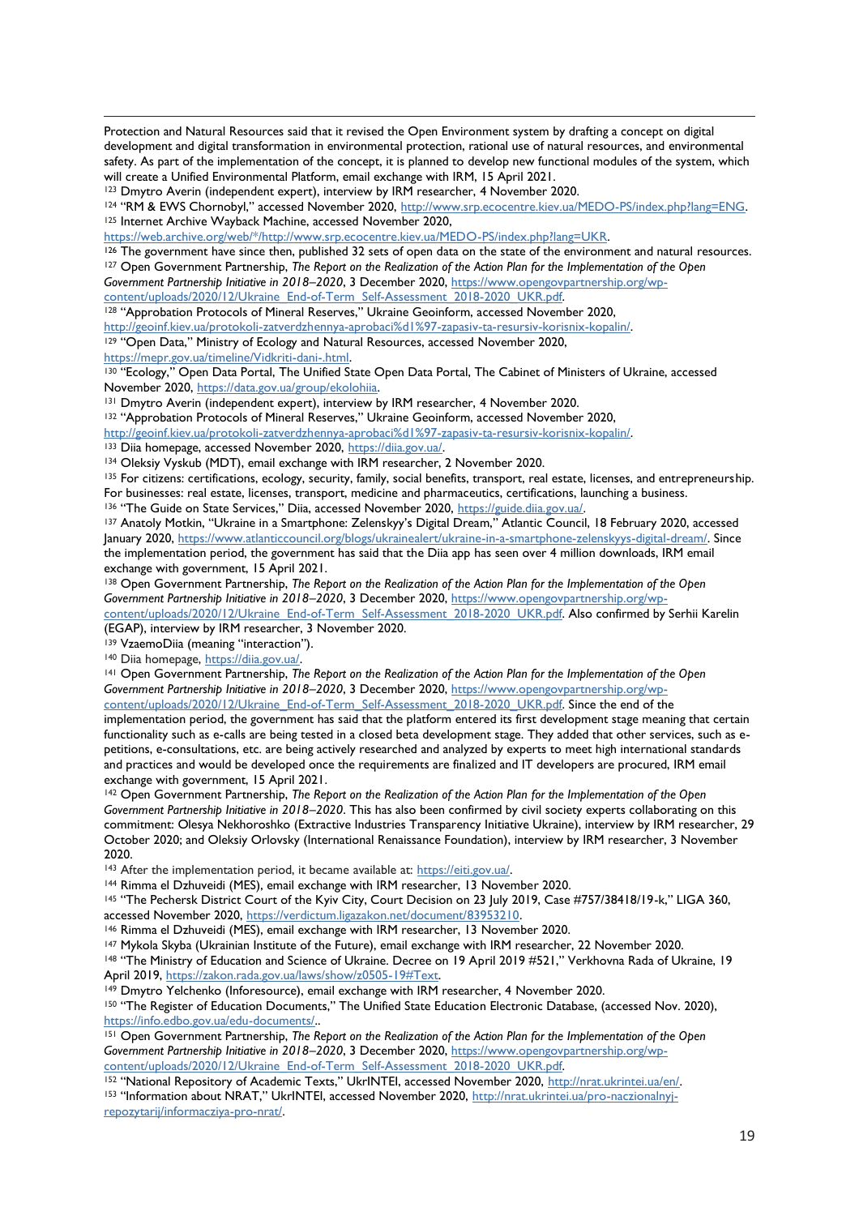Protection and Natural Resources said that it revised the Open Environment system by drafting a concept on digital development and digital transformation in environmental protection, rational use of natural resources, and environmental safety. As part of the implementation of the concept, it is planned to develop new functional modules of the system, which will create a Unified Environmental Platform, email exchange with IRM, 15 April 2021.

[123] Dmytro Averin (independent expert), interview by IRM researcher, 4 November 2020.

[124] "RM & EWS Chornobyl," accessed November 2020, http://www.srp.ecocentre.kiev.ua/MEDO-PS/index.php?lang=ENG.

[125] Internet Archive Wayback Machine, accessed November 2020, https://web.archive.org/web/*/http://www.srp.ecocentre.kiev.ua/MEDO-PS/index.php?lang=UKR.

[126] The government have since then, published 32 sets of open data on the state of the environment and natural resources.

[127] Open Government Partnership, *The Report on the Realization of the Action Plan for the Implementation of the Open Government Partnership Initiative in 2018–2020*, 3 December 2020, https://www.opengovpartnership.org/wp-content/uploads/2020/12/Ukraine_End-of-Term_Self-Assessment_2018-2020_UKR.pdf.

[128] "Approbation Protocols of Mineral Reserves," Ukraine Geoinform, accessed November 2020, http://geoinf.kiev.ua/protokoli-zatverdzhennya-aprobaci%d1%97-zapasiv-ta-resursiv-korisnix-kopalin/.

[129] "Open Data," Ministry of Ecology and Natural Resources, accessed November 2020, https://mepr.gov.ua/timeline/Vidkriti-dani-.html.

[130] "Ecology," Open Data Portal, The Unified State Open Data Portal, The Cabinet of Ministers of Ukraine, accessed November 2020, https://data.gov.ua/group/ekolohiia.

[131] Dmytro Averin (independent expert), interview by IRM researcher, 4 November 2020.

[132] "Approbation Protocols of Mineral Reserves," Ukraine Geoinform, accessed November 2020, http://geoinf.kiev.ua/protokoli-zatverdzhennya-aprobaci%d1%97-zapasiv-ta-resursiv-korisnix-kopalin/.

[133] Diia homepage, accessed November 2020, https://diia.gov.ua/.

[134] Oleksiy Vyskub (MDT), email exchange with IRM researcher, 2 November 2020.

[135] For citizens: certifications, ecology, security, family, social benefits, transport, real estate, licenses, and entrepreneurship. For businesses: real estate, licenses, transport, medicine and pharmaceutics, certifications, launching a business.

[136] "The Guide on State Services," Diia, accessed November 2020, https://guide.diia.gov.ua/.

[137] Anatoly Motkin, "Ukraine in a Smartphone: Zelenskyy's Digital Dream," Atlantic Council, 18 February 2020, accessed January 2020, https://www.atlanticcouncil.org/blogs/ukrainealert/ukraine-in-a-smartphone-zelenskyys-digital-dream/. Since the implementation period, the government has said that the Diia app has seen over 4 million downloads, IRM email exchange with government, 15 April 2021.

[138] Open Government Partnership, *The Report on the Realization of the Action Plan for the Implementation of the Open Government Partnership Initiative in 2018–2020*, 3 December 2020, https://www.opengovpartnership.org/wp-content/uploads/2020/12/Ukraine_End-of-Term_Self-Assessment_2018-2020_UKR.pdf. Also confirmed by Serhii Karelin (EGAP), interview by IRM researcher, 3 November 2020.

[139] VzaemoDiia (meaning "interaction").

[140] Diia homepage, https://diia.gov.ua/.

[141] Open Government Partnership, *The Report on the Realization of the Action Plan for the Implementation of the Open Government Partnership Initiative in 2018–2020*, 3 December 2020, https://www.opengovpartnership.org/wp-content/uploads/2020/12/Ukraine_End-of-Term_Self-Assessment_2018-2020_UKR.pdf. Since the end of the implementation period, the government has said that the platform entered its first development stage meaning that certain functionality such as e-calls are being tested in a closed beta development stage. They added that other services, such as e-petitions, e-consultations, etc. are being actively researched and analyzed by experts to meet high international standards and practices and would be developed once the requirements are finalized and IT developers are procured, IRM email exchange with government, 15 April 2021.

[142] Open Government Partnership, *The Report on the Realization of the Action Plan for the Implementation of the Open Government Partnership Initiative in 2018–2020*. This has also been confirmed by civil society experts collaborating on this commitment: Olesya Nekhoroshko (Extractive Industries Transparency Initiative Ukraine), interview by IRM researcher, 29 October 2020; and Oleksiy Orlovsky (International Renaissance Foundation), interview by IRM researcher, 3 November 2020.

[143] After the implementation period, it became available at: https://eiti.gov.ua/.

[144] Rimma el Dzhuveidi (MES), email exchange with IRM researcher, 13 November 2020.

[145] "The Pechersk District Court of the Kyiv City, Court Decision on 23 July 2019, Case #757/38418/19-k," LIGA 360, accessed November 2020, https://verdictum.ligazakon.net/document/83953210.

[146] Rimma el Dzhuveidi (MES), email exchange with IRM researcher, 13 November 2020.

[147] Mykola Skyba (Ukrainian Institute of the Future), email exchange with IRM researcher, 22 November 2020.

[148] "The Ministry of Education and Science of Ukraine. Decree on 19 April 2019 #521," Verkhovna Rada of Ukraine, 19 April 2019, https://zakon.rada.gov.ua/laws/show/z0505-19#Text.

[149] Dmytro Yelchenko (Inforesource), email exchange with IRM researcher, 4 November 2020.

[150] "The Register of Education Documents," The Unified State Education Electronic Database, (accessed Nov. 2020), https://info.edbo.gov.ua/edu-documents/..

[151] Open Government Partnership, *The Report on the Realization of the Action Plan for the Implementation of the Open Government Partnership Initiative in 2018–2020*, 3 December 2020, https://www.opengovpartnership.org/wp-content/uploads/2020/12/Ukraine_End-of-Term_Self-Assessment_2018-2020_UKR.pdf.

[152] "National Repository of Academic Texts," UkrINTEI, accessed November 2020, http://nrat.ukrintei.ua/en/.

[153] "Information about NRAT," UkrINTEI, accessed November 2020, http://nrat.ukrintei.ua/pro-naczionalnyj-repozytarij/informacziya-pro-nrat/.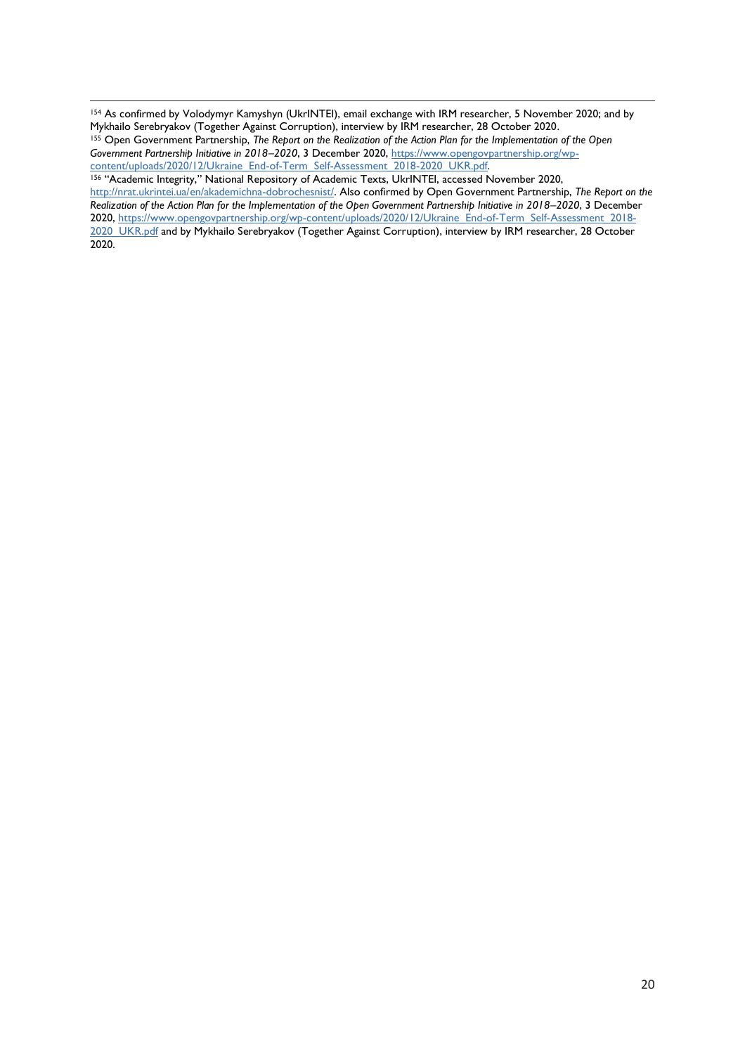[154] As confirmed by Volodymyr Kamyshyn (UkrINTEI), email exchange with IRM researcher, 5 November 2020; and by Mykhailo Serebryakov (Together Against Corruption), interview by IRM researcher, 28 October 2020.

[155] Open Government Partnership, *The Report on the Realization of the Action Plan for the Implementation of the Open Government Partnership Initiative in 2018–2020*, 3 December 2020, https://www.opengovpartnership.org/wp-content/uploads/2020/12/Ukraine_End-of-Term_Self-Assessment_2018-2020_UKR.pdf.

[156] "Academic Integrity," National Repository of Academic Texts, UkrINTEI, accessed November 2020, http://nrat.ukrintei.ua/en/akademichna-dobrochesnist/. Also confirmed by Open Government Partnership, *The Report on the Realization of the Action Plan for the Implementation of the Open Government Partnership Initiative in 2018–2020*, 3 December 2020, https://www.opengovpartnership.org/wp-content/uploads/2020/12/Ukraine_End-of-Term_Self-Assessment_2018-2020_UKR.pdf and by Mykhailo Serebryakov (Together Against Corruption), interview by IRM researcher, 28 October 2020.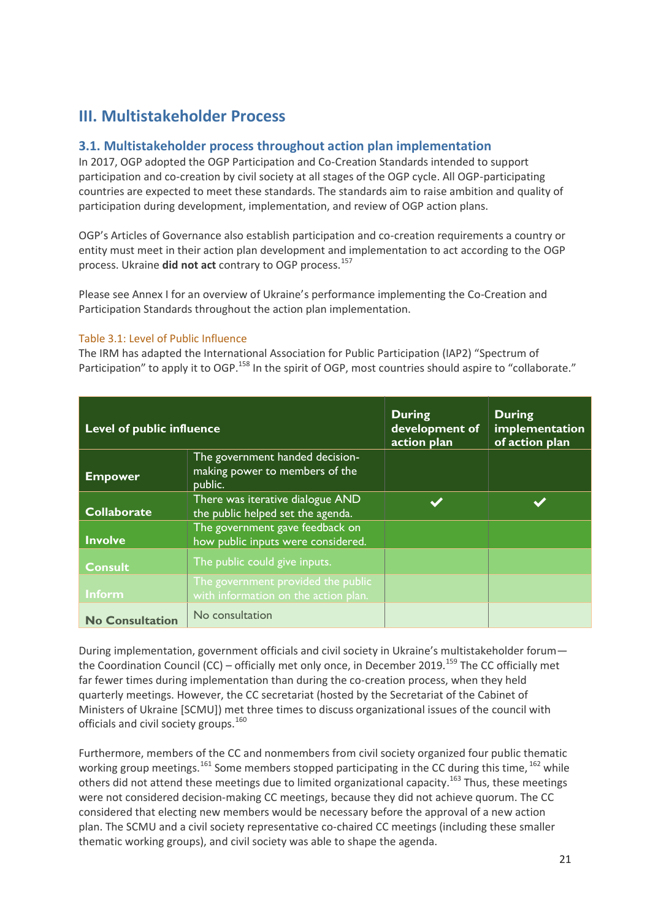# III. Multistakeholder Process

## 3.1. Multistakeholder process throughout action plan implementation

In 2017, OGP adopted the OGP Participation and Co-Creation Standards intended to support participation and co-creation by civil society at all stages of the OGP cycle. All OGP-participating countries are expected to meet these standards. The standards aim to raise ambition and quality of participation during development, implementation, and review of OGP action plans.

OGP's Articles of Governance also establish participation and co-creation requirements a country or entity must meet in their action plan development and implementation to act according to the OGP process. Ukraine **did not act** contrary to OGP process.[157]

Please see Annex I for an overview of Ukraine's performance implementing the Co-Creation and Participation Standards throughout the action plan implementation.

Table 3.1: Level of Public Influence

The IRM has adapted the International Association for Public Participation (IAP2) "Spectrum of Participation" to apply it to OGP.[158] In the spirit of OGP, most countries should aspire to "collaborate."

| Level of public influence | | During development of action plan | During implementation of action plan |
|---|---|---|---|
| **Empower** | The government handed decision-making power to members of the public. | | |
| **Collaborate** | There was iterative dialogue AND the public helped set the agenda. | ✔ | ✔ |
| **Involve** | The government gave feedback on how public inputs were considered. | | |
| **Consult** | The public could give inputs. | | |
| **Inform** | The government provided the public with information on the action plan. | | |
| **No Consultation** | No consultation | | |

During implementation, government officials and civil society in Ukraine's multistakeholder forum—the Coordination Council (CC) – officially met only once, in December 2019.[159] The CC officially met far fewer times during implementation than during the co-creation process, when they held quarterly meetings. However, the CC secretariat (hosted by the Secretariat of the Cabinet of Ministers of Ukraine [SCMU]) met three times to discuss organizational issues of the council with officials and civil society groups.[160]

Furthermore, members of the CC and nonmembers from civil society organized four public thematic working group meetings.[161] Some members stopped participating in the CC during this time,[162] while others did not attend these meetings due to limited organizational capacity.[163] Thus, these meetings were not considered decision-making CC meetings, because they did not achieve quorum. The CC considered that electing new members would be necessary before the approval of a new action plan. The SCMU and a civil society representative co-chaired CC meetings (including these smaller thematic working groups), and civil society was able to shape the agenda.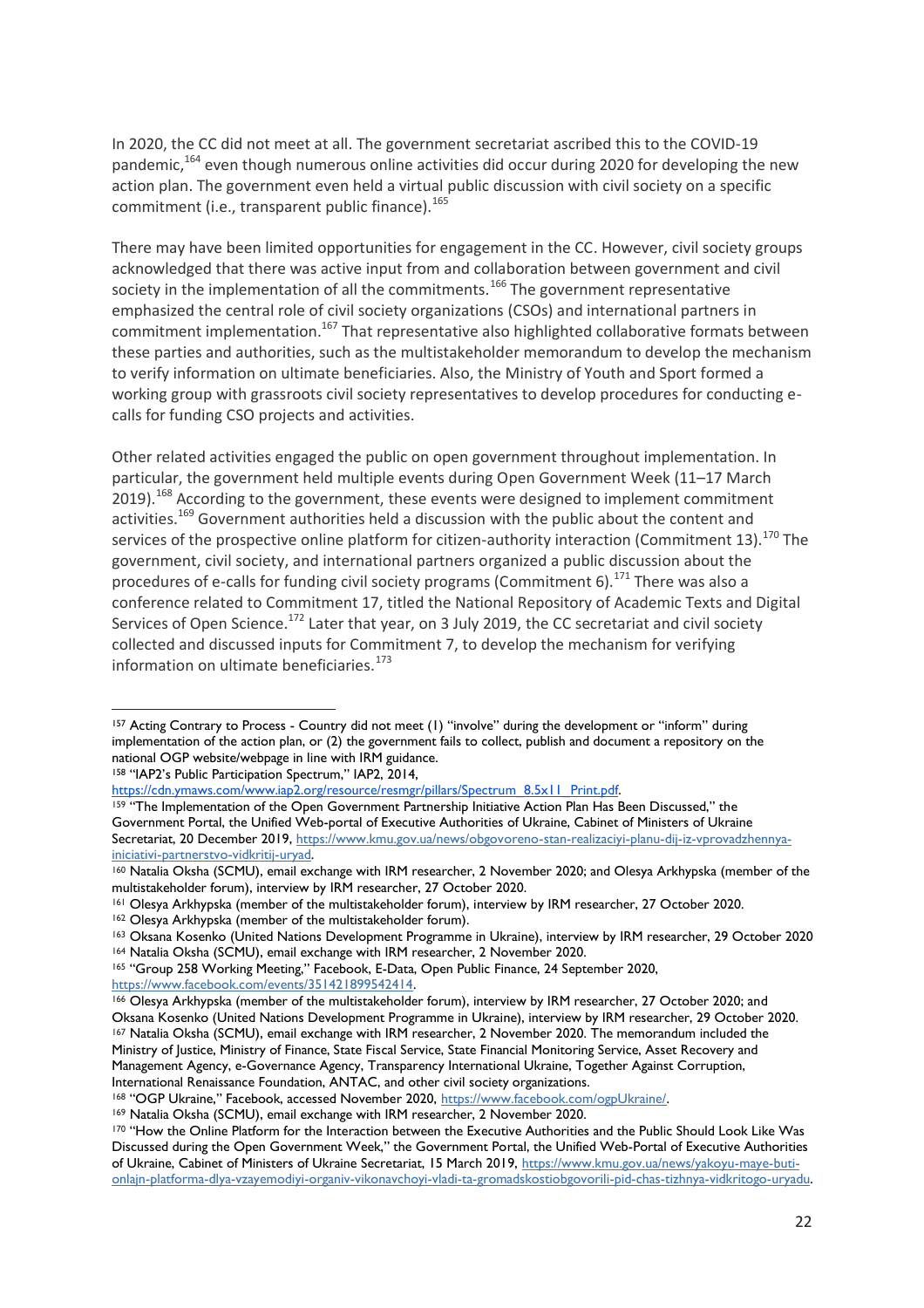In 2020, the CC did not meet at all. The government secretariat ascribed this to the COVID-19 pandemic,[164] even though numerous online activities did occur during 2020 for developing the new action plan. The government even held a virtual public discussion with civil society on a specific commitment (i.e., transparent public finance).[165]

There may have been limited opportunities for engagement in the CC. However, civil society groups acknowledged that there was active input from and collaboration between government and civil society in the implementation of all the commitments.[166] The government representative emphasized the central role of civil society organizations (CSOs) and international partners in commitment implementation.[167] That representative also highlighted collaborative formats between these parties and authorities, such as the multistakeholder memorandum to develop the mechanism to verify information on ultimate beneficiaries. Also, the Ministry of Youth and Sport formed a working group with grassroots civil society representatives to develop procedures for conducting e-calls for funding CSO projects and activities.

Other related activities engaged the public on open government throughout implementation. In particular, the government held multiple events during Open Government Week (11–17 March 2019).[168] According to the government, these events were designed to implement commitment activities.[169] Government authorities held a discussion with the public about the content and services of the prospective online platform for citizen-authority interaction (Commitment 13).[170] The government, civil society, and international partners organized a public discussion about the procedures of e-calls for funding civil society programs (Commitment 6).[171] There was also a conference related to Commitment 17, titled the National Repository of Academic Texts and Digital Services of Open Science.[172] Later that year, on 3 July 2019, the CC secretariat and civil society collected and discussed inputs for Commitment 7, to develop the mechanism for verifying information on ultimate beneficiaries.[173]

---

[157] Acting Contrary to Process - Country did not meet (1) "involve" during the development or "inform" during implementation of the action plan, or (2) the government fails to collect, publish and document a repository on the national OGP website/webpage in line with IRM guidance.

[158] "IAP2's Public Participation Spectrum," IAP2, 2014, https://cdn.ymaws.com/www.iap2.org/resource/resmgr/pillars/Spectrum_8.5x11_Print.pdf.

[159] "The Implementation of the Open Government Partnership Initiative Action Plan Has Been Discussed," the Government Portal, the Unified Web-portal of Executive Authorities of Ukraine, Cabinet of Ministers of Ukraine Secretariat, 20 December 2019, https://www.kmu.gov.ua/news/obgovoreno-stan-realizaciyi-planu-dij-iz-vprovadzhennya-iniciativi-partnerstvo-vidkritij-uryad.

[160] Natalia Oksha (SCMU), email exchange with IRM researcher, 2 November 2020; and Olesya Arkhypska (member of the multistakeholder forum), interview by IRM researcher, 27 October 2020.

[161] Olesya Arkhypska (member of the multistakeholder forum), interview by IRM researcher, 27 October 2020.

[162] Olesya Arkhypska (member of the multistakeholder forum).

[163] Oksana Kosenko (United Nations Development Programme in Ukraine), interview by IRM researcher, 29 October 2020

[164] Natalia Oksha (SCMU), email exchange with IRM researcher, 2 November 2020.

[165] "Group 258 Working Meeting," Facebook, E-Data, Open Public Finance, 24 September 2020, https://www.facebook.com/events/351421899542414.

[166] Olesya Arkhypska (member of the multistakeholder forum), interview by IRM researcher, 27 October 2020; and Oksana Kosenko (United Nations Development Programme in Ukraine), interview by IRM researcher, 29 October 2020.

[167] Natalia Oksha (SCMU), email exchange with IRM researcher, 2 November 2020. The memorandum included the Ministry of Justice, Ministry of Finance, State Fiscal Service, State Financial Monitoring Service, Asset Recovery and Management Agency, e-Governance Agency, Transparency International Ukraine, Together Against Corruption, International Renaissance Foundation, ANTAC, and other civil society organizations.

[168] "OGP Ukraine," Facebook, accessed November 2020, https://www.facebook.com/ogpUkraine/.

[169] Natalia Oksha (SCMU), email exchange with IRM researcher, 2 November 2020.

[170] "How the Online Platform for the Interaction between the Executive Authorities and the Public Should Look Like Was Discussed during the Open Government Week," the Government Portal, the Unified Web-Portal of Executive Authorities of Ukraine, Cabinet of Ministers of Ukraine Secretariat, 15 March 2019, https://www.kmu.gov.ua/news/yakoyu-maye-buti-onlajn-platforma-dlya-vzayemodiyi-organiv-vikonavchoyi-vladi-ta-gromadskostiobgovorili-pid-chas-tizhnya-vidkritogo-uryadu.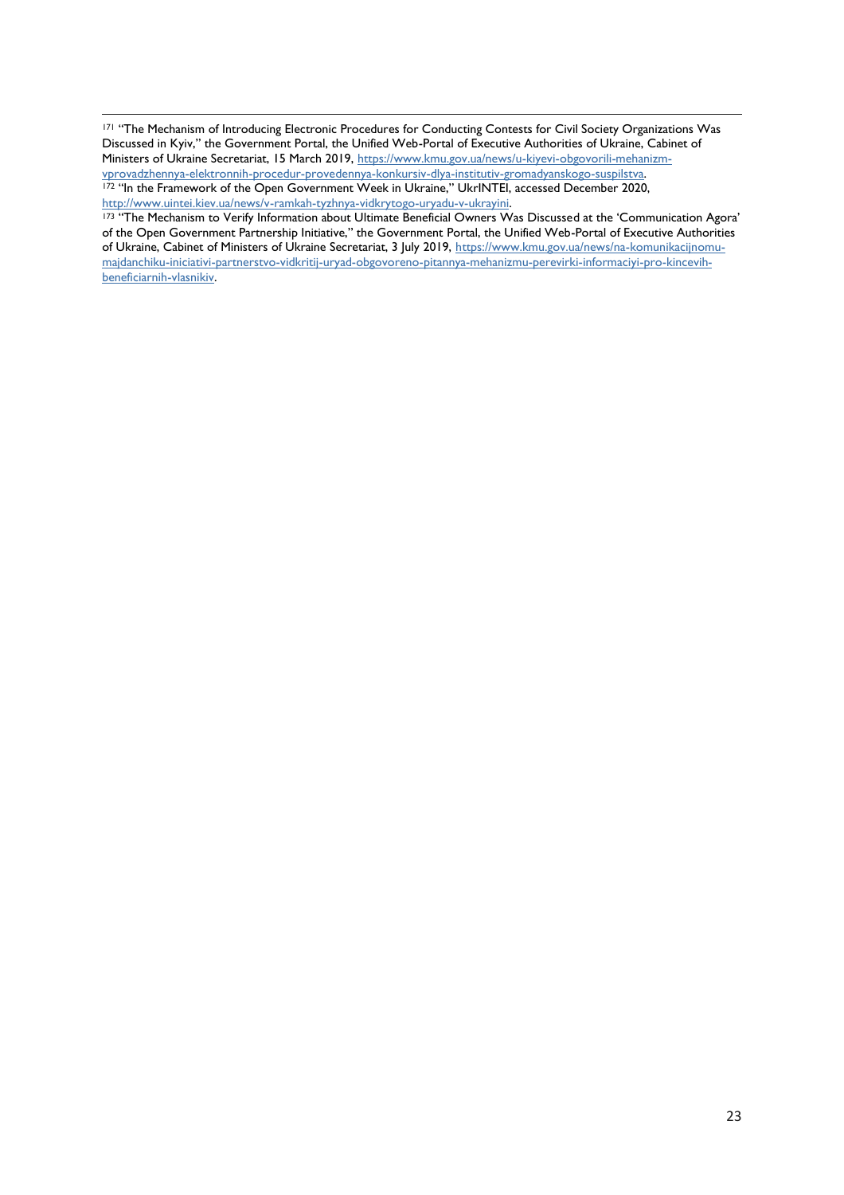[171] "The Mechanism of Introducing Electronic Procedures for Conducting Contests for Civil Society Organizations Was Discussed in Kyiv," the Government Portal, the Unified Web-Portal of Executive Authorities of Ukraine, Cabinet of Ministers of Ukraine Secretariat, 15 March 2019, https://www.kmu.gov.ua/news/u-kiyevi-obgovorili-mehanizm-vprovadzhennya-elektronnih-procedur-provedennya-konkursiv-dlya-institutiv-gromadyanskogo-suspilstva.

[172] "In the Framework of the Open Government Week in Ukraine," UkrINTEI, accessed December 2020, http://www.uintei.kiev.ua/news/v-ramkah-tyzhnya-vidkrytogo-uryadu-v-ukrayini.

[173] "The Mechanism to Verify Information about Ultimate Beneficial Owners Was Discussed at the 'Communication Agora' of the Open Government Partnership Initiative," the Government Portal, the Unified Web-Portal of Executive Authorities of Ukraine, Cabinet of Ministers of Ukraine Secretariat, 3 July 2019, https://www.kmu.gov.ua/news/na-komunikacijnomu-majdanchiku-iniciativi-partnerstvo-vidkritij-uryad-obgovoreno-pitannya-mehanizmu-perevirki-informaciyi-pro-kincevih-beneficiarnih-vlasnikiv.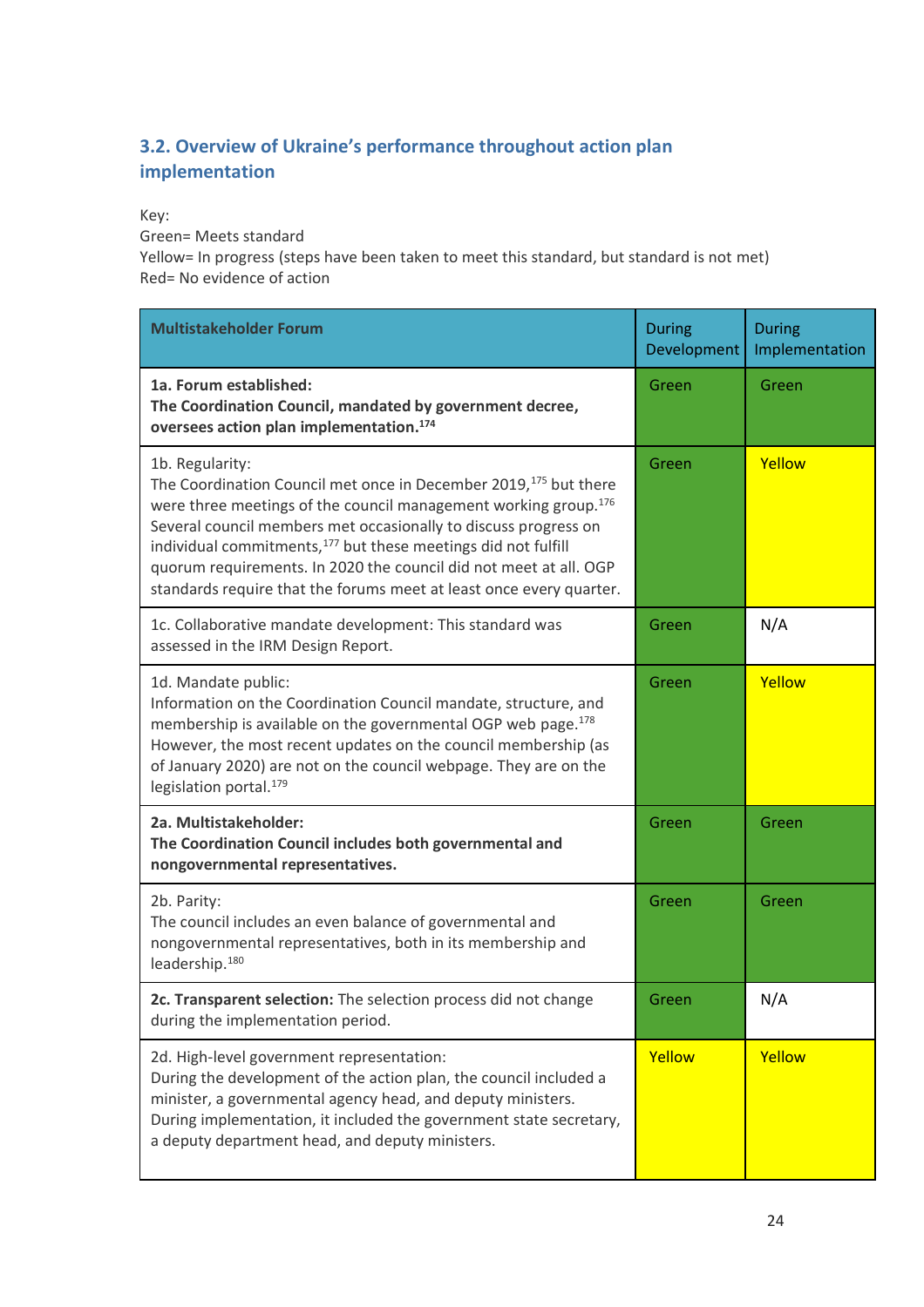## 3.2. Overview of Ukraine's performance throughout action plan implementation

Key:
Green= Meets standard
Yellow= In progress (steps have been taken to meet this standard, but standard is not met)
Red= No evidence of action

| Multistakeholder Forum | During Development | During Implementation |
|---|---|---|
| **1a. Forum established:** **The Coordination Council, mandated by government decree, oversees action plan implementation.**[174] | Green | Green |
| 1b. Regularity: The Coordination Council met once in December 2019,[175] but there were three meetings of the council management working group.[176] Several council members met occasionally to discuss progress on individual commitments,[177] but these meetings did not fulfill quorum requirements. In 2020 the council did not meet at all. OGP standards require that the forums meet at least once every quarter. | Green | Yellow |
| 1c. Collaborative mandate development: This standard was assessed in the IRM Design Report. | Green | N/A |
| 1d. Mandate public: Information on the Coordination Council mandate, structure, and membership is available on the governmental OGP web page.[178] However, the most recent updates on the council membership (as of January 2020) are not on the council webpage. They are on the legislation portal.[179] | Green | Yellow |
| **2a. Multistakeholder:** **The Coordination Council includes both governmental and nongovernmental representatives.** | Green | Green |
| 2b. Parity: The council includes an even balance of governmental and nongovernmental representatives, both in its membership and leadership.[180] | Green | Green |
| **2c. Transparent selection:** The selection process did not change during the implementation period. | Green | N/A |
| 2d. High-level government representation: During the development of the action plan, the council included a minister, a governmental agency head, and deputy ministers. During implementation, it included the government state secretary, a deputy department head, and deputy ministers. | Yellow | Yellow |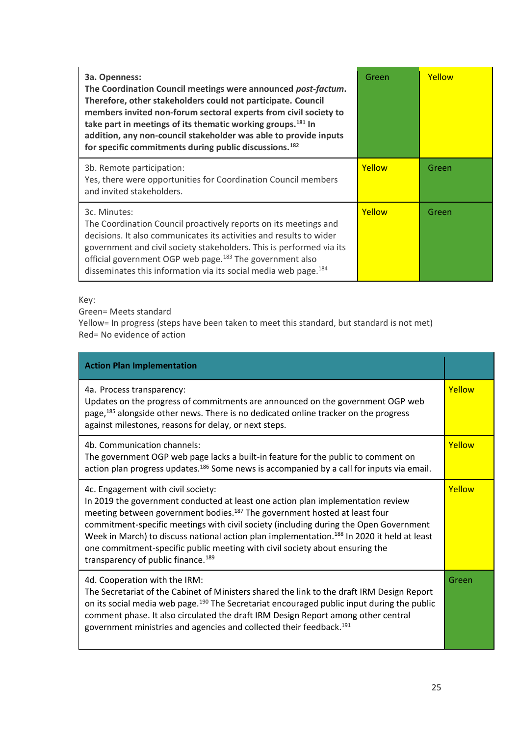| | | |
|---|---|---|
| **3a. Openness:**<br>**The Coordination Council meetings were announced *post-factum*. Therefore, other stakeholders could not participate. Council members invited non-forum sectoral experts from civil society to take part in meetings of its thematic working groups.[181] In addition, any non-council stakeholder was able to provide inputs for specific commitments during public discussions.[182]** | Green | Yellow |
| 3b. Remote participation:<br>Yes, there were opportunities for Coordination Council members and invited stakeholders. | Yellow | Green |
| 3c. Minutes:<br>The Coordination Council proactively reports on its meetings and decisions. It also communicates its activities and results to wider government and civil society stakeholders. This is performed via its official government OGP web page.[183] The government also disseminates this information via its social media web page.[184] | Yellow | Green |

Key:
Green= Meets standard
Yellow= In progress (steps have been taken to meet this standard, but standard is not met)
Red= No evidence of action

| **Action Plan Implementation** | |
|---|---|
| 4a. Process transparency:<br>Updates on the progress of commitments are announced on the government OGP web page,[185] alongside other news. There is no dedicated online tracker on the progress against milestones, reasons for delay, or next steps. | Yellow |
| 4b. Communication channels:<br>The government OGP web page lacks a built-in feature for the public to comment on action plan progress updates.[186] Some news is accompanied by a call for inputs via email. | Yellow |
| 4c. Engagement with civil society:<br>In 2019 the government conducted at least one action plan implementation review meeting between government bodies.[187] The government hosted at least four commitment-specific meetings with civil society (including during the Open Government Week in March) to discuss national action plan implementation.[188] In 2020 it held at least one commitment-specific public meeting with civil society about ensuring the transparency of public finance.[189] | Yellow |
| 4d. Cooperation with the IRM:<br>The Secretariat of the Cabinet of Ministers shared the link to the draft IRM Design Report on its social media web page.[190] The Secretariat encouraged public input during the public comment phase. It also circulated the draft IRM Design Report among other central government ministries and agencies and collected their feedback.[191] | Green |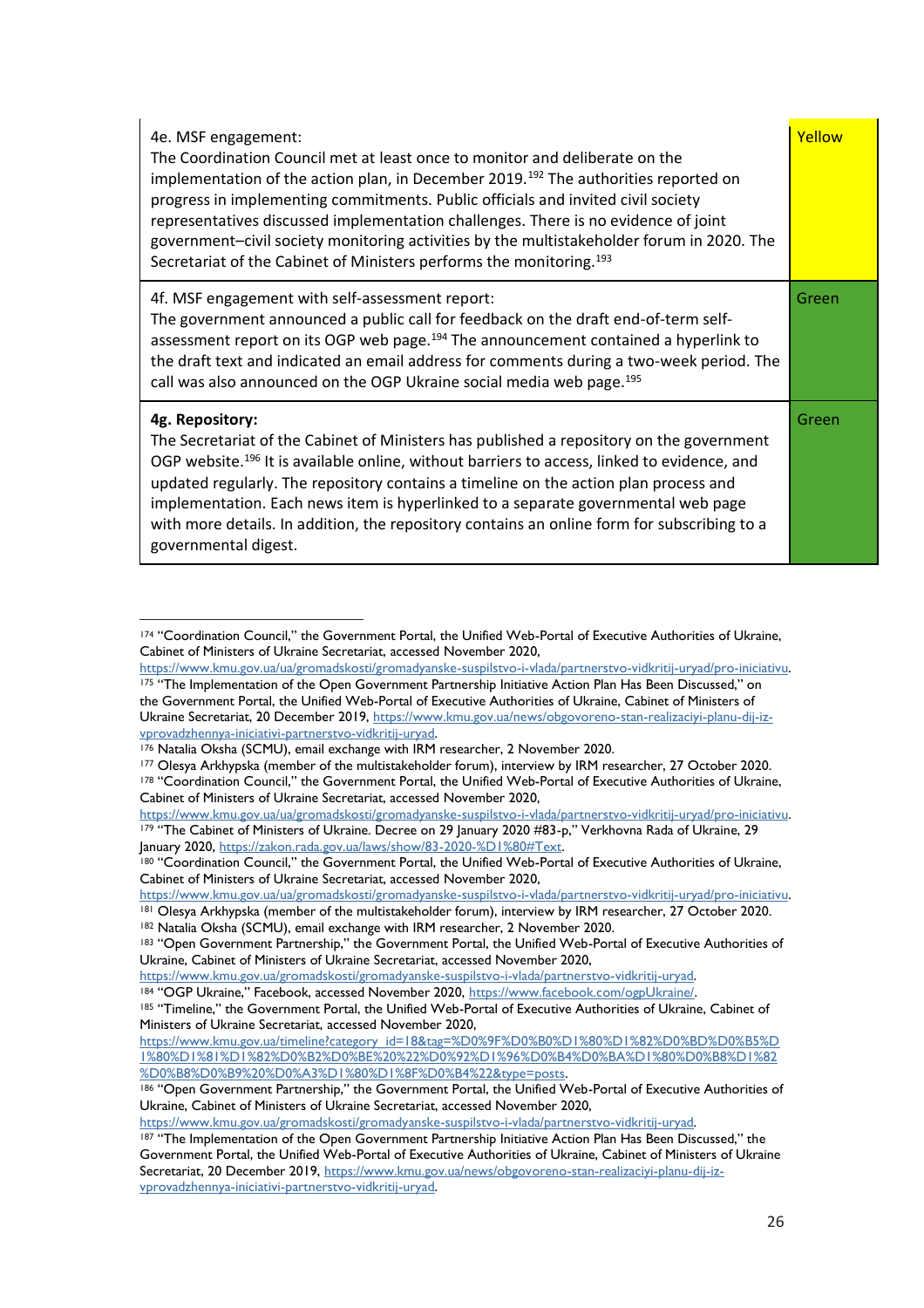| | |
|---|---|
| 4e. MSF engagement:<br>The Coordination Council met at least once to monitor and deliberate on the implementation of the action plan, in December 2019.[192] The authorities reported on progress in implementing commitments. Public officials and invited civil society representatives discussed implementation challenges. There is no evidence of joint government–civil society monitoring activities by the multistakeholder forum in 2020. The Secretariat of the Cabinet of Ministers performs the monitoring.[193] | Yellow |
| 4f. MSF engagement with self-assessment report:<br>The government announced a public call for feedback on the draft end-of-term self-assessment report on its OGP web page.[194] The announcement contained a hyperlink to the draft text and indicated an email address for comments during a two-week period. The call was also announced on the OGP Ukraine social media web page.[195] | Green |
| **4g. Repository:**<br>The Secretariat of the Cabinet of Ministers has published a repository on the government OGP website.[196] It is available online, without barriers to access, linked to evidence, and updated regularly. The repository contains a timeline on the action plan process and implementation. Each news item is hyperlinked to a separate governmental web page with more details. In addition, the repository contains an online form for subscribing to a governmental digest. | Green |

---

[174] "Coordination Council," the Government Portal, the Unified Web-Portal of Executive Authorities of Ukraine, Cabinet of Ministers of Ukraine Secretariat, accessed November 2020, https://www.kmu.gov.ua/ua/gromadskosti/gromadyanske-suspilstvo-i-vlada/partnerstvo-vidkritij-uryad/pro-iniciativu.

[175] "The Implementation of the Open Government Partnership Initiative Action Plan Has Been Discussed," on the Government Portal, the Unified Web-Portal of Executive Authorities of Ukraine, Cabinet of Ministers of Ukraine Secretariat, 20 December 2019, https://www.kmu.gov.ua/news/obgovoreno-stan-realizaciyi-planu-dij-iz-vprovadzhennya-iniciativi-partnerstvo-vidkritij-uryad.

[176] Natalia Oksha (SCMU), email exchange with IRM researcher, 2 November 2020.

[177] Olesya Arkhypska (member of the multistakeholder forum), interview by IRM researcher, 27 October 2020.

[178] "Coordination Council," the Government Portal, the Unified Web-Portal of Executive Authorities of Ukraine, Cabinet of Ministers of Ukraine Secretariat, accessed November 2020, https://www.kmu.gov.ua/ua/gromadskosti/gromadyanske-suspilstvo-i-vlada/partnerstvo-vidkritij-uryad/pro-iniciativu.

[179] "The Cabinet of Ministers of Ukraine. Decree on 29 January 2020 #83-p," Verkhovna Rada of Ukraine, 29 January 2020, https://zakon.rada.gov.ua/laws/show/83-2020-%D1%80#Text.

[180] "Coordination Council," the Government Portal, the Unified Web-Portal of Executive Authorities of Ukraine, Cabinet of Ministers of Ukraine Secretariat, accessed November 2020, https://www.kmu.gov.ua/ua/gromadskosti/gromadyanske-suspilstvo-i-vlada/partnerstvo-vidkritij-uryad/pro-iniciativu.

[181] Olesya Arkhypska (member of the multistakeholder forum), interview by IRM researcher, 27 October 2020.

[182] Natalia Oksha (SCMU), email exchange with IRM researcher, 2 November 2020.

[183] "Open Government Partnership," the Government Portal, the Unified Web-Portal of Executive Authorities of Ukraine, Cabinet of Ministers of Ukraine Secretariat, accessed November 2020, https://www.kmu.gov.ua/ua/gromadskosti/gromadyanske-suspilstvo-i-vlada/partnerstvo-vidkritij-uryad.

[184] "OGP Ukraine," Facebook, accessed November 2020, https://www.facebook.com/ogpUkraine/.

[185] "Timeline," the Government Portal, the Unified Web-Portal of Executive Authorities of Ukraine, Cabinet of Ministers of Ukraine Secretariat, accessed November 2020, https://www.kmu.gov.ua/timeline?category_id=18&tag=%D0%9F%D0%B0%D1%80%D1%82%D0%BD%D0%B5%D1%80%D1%81%D1%82%D0%B2%D0%BE%20%22%D0%92%D1%96%D0%B4%D0%BA%D1%80%D0%B8%D1%82%D0%B8%D0%B9%20%D0%A3%D1%80%D1%8F%D0%B4%22&type=posts.

[186] "Open Government Partnership," the Government Portal, the Unified Web-Portal of Executive Authorities of Ukraine, Cabinet of Ministers of Ukraine Secretariat, accessed November 2020, https://www.kmu.gov.ua/ua/gromadskosti/gromadyanske-suspilstvo-i-vlada/partnerstvo-vidkritij-uryad.

[187] "The Implementation of the Open Government Partnership Initiative Action Plan Has Been Discussed," the Government Portal, the Unified Web-Portal of Executive Authorities of Ukraine, Cabinet of Ministers of Ukraine Secretariat, 20 December 2019, https://www.kmu.gov.ua/news/obgovoreno-stan-realizaciyi-planu-dij-iz-vprovadzhennya-iniciativi-partnerstvo-vidkritij-uryad.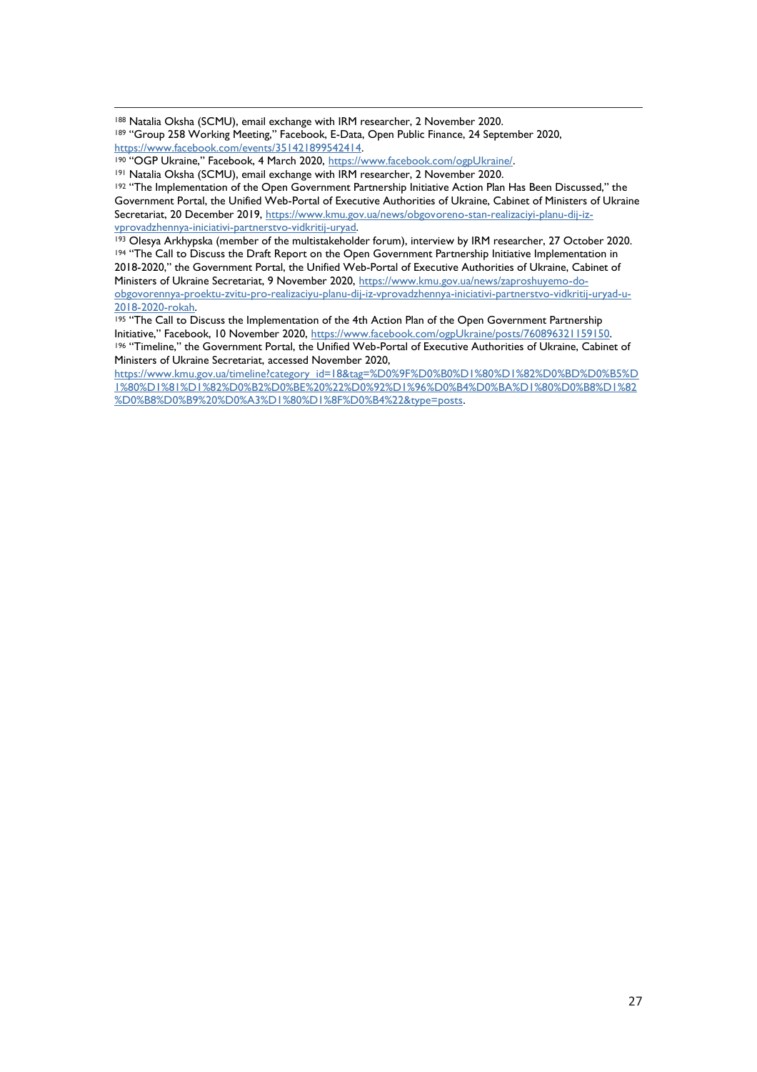[188] Natalia Oksha (SCMU), email exchange with IRM researcher, 2 November 2020.

[189] "Group 258 Working Meeting," Facebook, E-Data, Open Public Finance, 24 September 2020, https://www.facebook.com/events/351421899542414.

[190] "OGP Ukraine," Facebook, 4 March 2020, https://www.facebook.com/ogpUkraine/.

[191] Natalia Oksha (SCMU), email exchange with IRM researcher, 2 November 2020.

[192] "The Implementation of the Open Government Partnership Initiative Action Plan Has Been Discussed," the Government Portal, the Unified Web-Portal of Executive Authorities of Ukraine, Cabinet of Ministers of Ukraine Secretariat, 20 December 2019, https://www.kmu.gov.ua/news/obgovoreno-stan-realizaciyi-planu-dij-iz-vprovadzhennya-iniciativi-partnerstvo-vidkritij-uryad.

[193] Olesya Arkhypska (member of the multistakeholder forum), interview by IRM researcher, 27 October 2020.

[194] "The Call to Discuss the Draft Report on the Open Government Partnership Initiative Implementation in 2018-2020," the Government Portal, the Unified Web-Portal of Executive Authorities of Ukraine, Cabinet of Ministers of Ukraine Secretariat, 9 November 2020, https://www.kmu.gov.ua/news/zaproshuyemo-do-obgovorennya-proektu-zvitu-pro-realizaciyu-planu-dij-iz-vprovadzhennya-iniciativi-partnerstvo-vidkritij-uryad-u-2018-2020-rokah.

[195] "The Call to Discuss the Implementation of the 4th Action Plan of the Open Government Partnership Initiative," Facebook, 10 November 2020, https://www.facebook.com/ogpUkraine/posts/760896321159150.

[196] "Timeline," the Government Portal, the Unified Web-Portal of Executive Authorities of Ukraine, Cabinet of Ministers of Ukraine Secretariat, accessed November 2020, https://www.kmu.gov.ua/timeline?category_id=18&tag=%D0%9F%D0%B0%D1%80%D1%82%D0%BD%D0%B5%D1%80%D1%81%D1%82%D0%B2%D0%BE%20%22%D0%92%D1%96%D0%B4%D0%BA%D1%80%D0%B8%D1%82%D0%B8%D0%B9%20%D0%A3%D1%80%D1%8F%D0%B4%22&type=posts.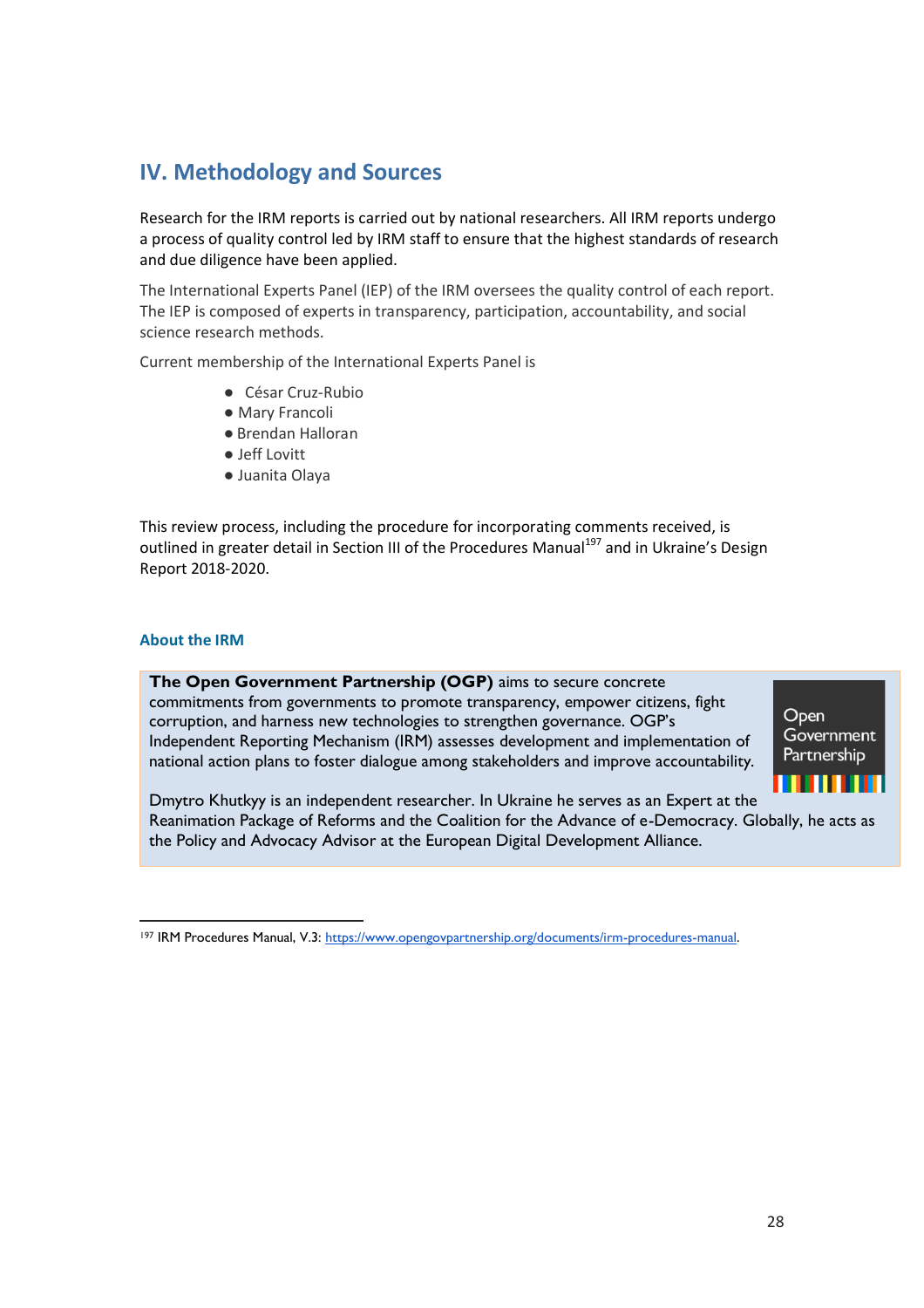## IV. Methodology and Sources

Research for the IRM reports is carried out by national researchers. All IRM reports undergo a process of quality control led by IRM staff to ensure that the highest standards of research and due diligence have been applied.

The International Experts Panel (IEP) of the IRM oversees the quality control of each report. The IEP is composed of experts in transparency, participation, accountability, and social science research methods.

Current membership of the International Experts Panel is

- César Cruz-Rubio
- Mary Francoli
- Brendan Halloran
- Jeff Lovitt
- Juanita Olaya

This review process, including the procedure for incorporating comments received, is outlined in greater detail in Section III of the Procedures Manual[197] and in Ukraine's Design Report 2018-2020.

### About the IRM

**The Open Government Partnership (OGP)** aims to secure concrete commitments from governments to promote transparency, empower citizens, fight corruption, and harness new technologies to strengthen governance. OGP's Independent Reporting Mechanism (IRM) assesses development and implementation of national action plans to foster dialogue among stakeholders and improve accountability.

Open Government Partnership

Dmytro Khutkyy is an independent researcher. In Ukraine he serves as an Expert at the Reanimation Package of Reforms and the Coalition for the Advance of e-Democracy. Globally, he acts as the Policy and Advocacy Advisor at the European Digital Development Alliance.

---

[197] IRM Procedures Manual, V.3: https://www.opengovpartnership.org/documents/irm-procedures-manual.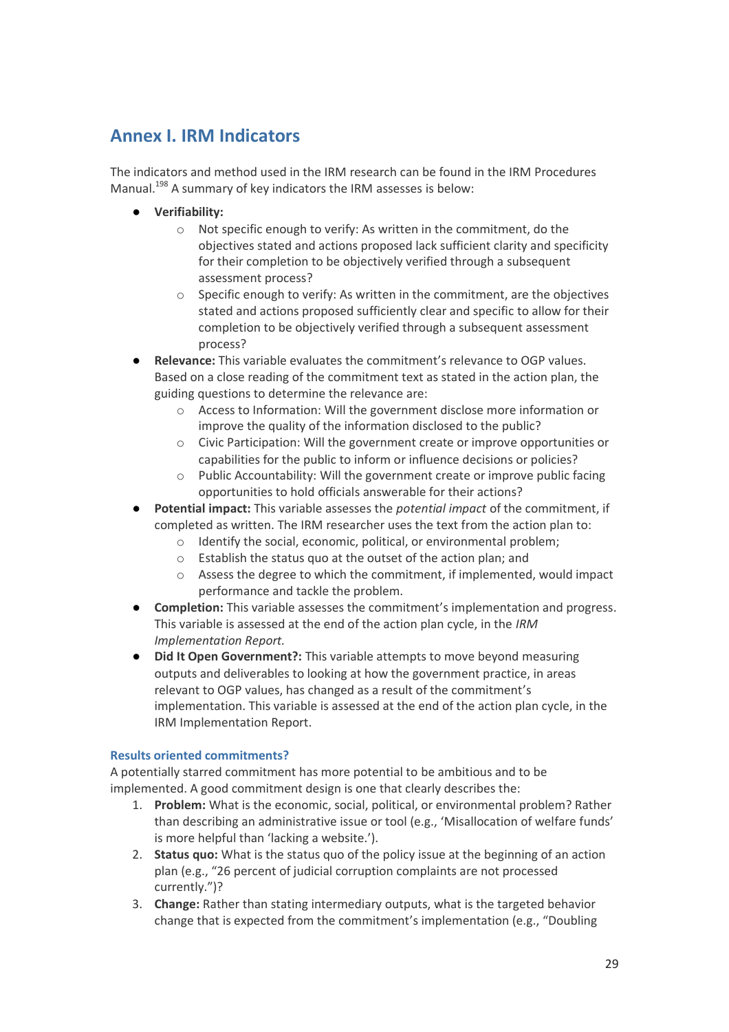## Annex I. IRM Indicators

The indicators and method used in the IRM research can be found in the IRM Procedures Manual.[198] A summary of key indicators the IRM assesses is below:

- **Verifiability:**
  - Not specific enough to verify: As written in the commitment, do the objectives stated and actions proposed lack sufficient clarity and specificity for their completion to be objectively verified through a subsequent assessment process?
  - Specific enough to verify: As written in the commitment, are the objectives stated and actions proposed sufficiently clear and specific to allow for their completion to be objectively verified through a subsequent assessment process?
- **Relevance:** This variable evaluates the commitment's relevance to OGP values. Based on a close reading of the commitment text as stated in the action plan, the guiding questions to determine the relevance are:
  - Access to Information: Will the government disclose more information or improve the quality of the information disclosed to the public?
  - Civic Participation: Will the government create or improve opportunities or capabilities for the public to inform or influence decisions or policies?
  - Public Accountability: Will the government create or improve public facing opportunities to hold officials answerable for their actions?
- **Potential impact:** This variable assesses the *potential impact* of the commitment, if completed as written. The IRM researcher uses the text from the action plan to:
  - Identify the social, economic, political, or environmental problem;
  - Establish the status quo at the outset of the action plan; and
  - Assess the degree to which the commitment, if implemented, would impact performance and tackle the problem.
- **Completion:** This variable assesses the commitment's implementation and progress. This variable is assessed at the end of the action plan cycle, in the *IRM Implementation Report.*
- **Did It Open Government?:** This variable attempts to move beyond measuring outputs and deliverables to looking at how the government practice, in areas relevant to OGP values, has changed as a result of the commitment's implementation. This variable is assessed at the end of the action plan cycle, in the IRM Implementation Report.

### Results oriented commitments?

A potentially starred commitment has more potential to be ambitious and to be implemented. A good commitment design is one that clearly describes the:

1. **Problem:** What is the economic, social, political, or environmental problem? Rather than describing an administrative issue or tool (e.g., 'Misallocation of welfare funds' is more helpful than 'lacking a website.').
2. **Status quo:** What is the status quo of the policy issue at the beginning of an action plan (e.g., "26 percent of judicial corruption complaints are not processed currently.")?
3. **Change:** Rather than stating intermediary outputs, what is the targeted behavior change that is expected from the commitment's implementation (e.g., "Doubling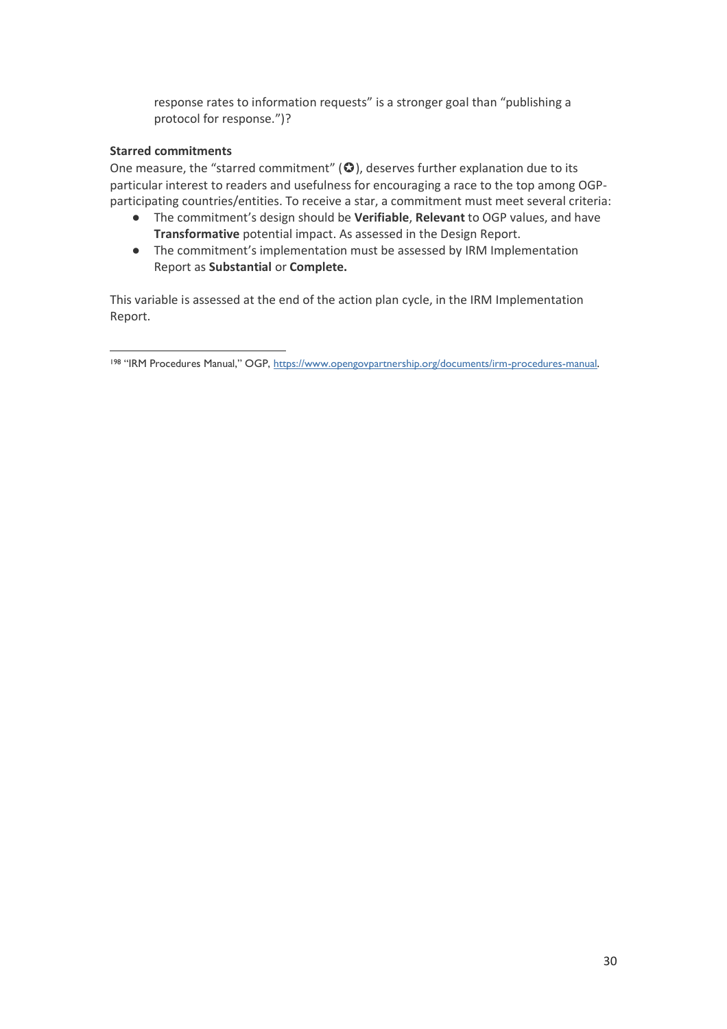response rates to information requests" is a stronger goal than "publishing a protocol for response.")?

**Starred commitments**

One measure, the "starred commitment" (✪), deserves further explanation due to its particular interest to readers and usefulness for encouraging a race to the top among OGP-participating countries/entities. To receive a star, a commitment must meet several criteria:

- The commitment's design should be **Verifiable**, **Relevant** to OGP values, and have **Transformative** potential impact. As assessed in the Design Report.
- The commitment's implementation must be assessed by IRM Implementation Report as **Substantial** or **Complete.**

This variable is assessed at the end of the action plan cycle, in the IRM Implementation Report.

[198] "IRM Procedures Manual," OGP, https://www.opengovpartnership.org/documents/irm-procedures-manual.